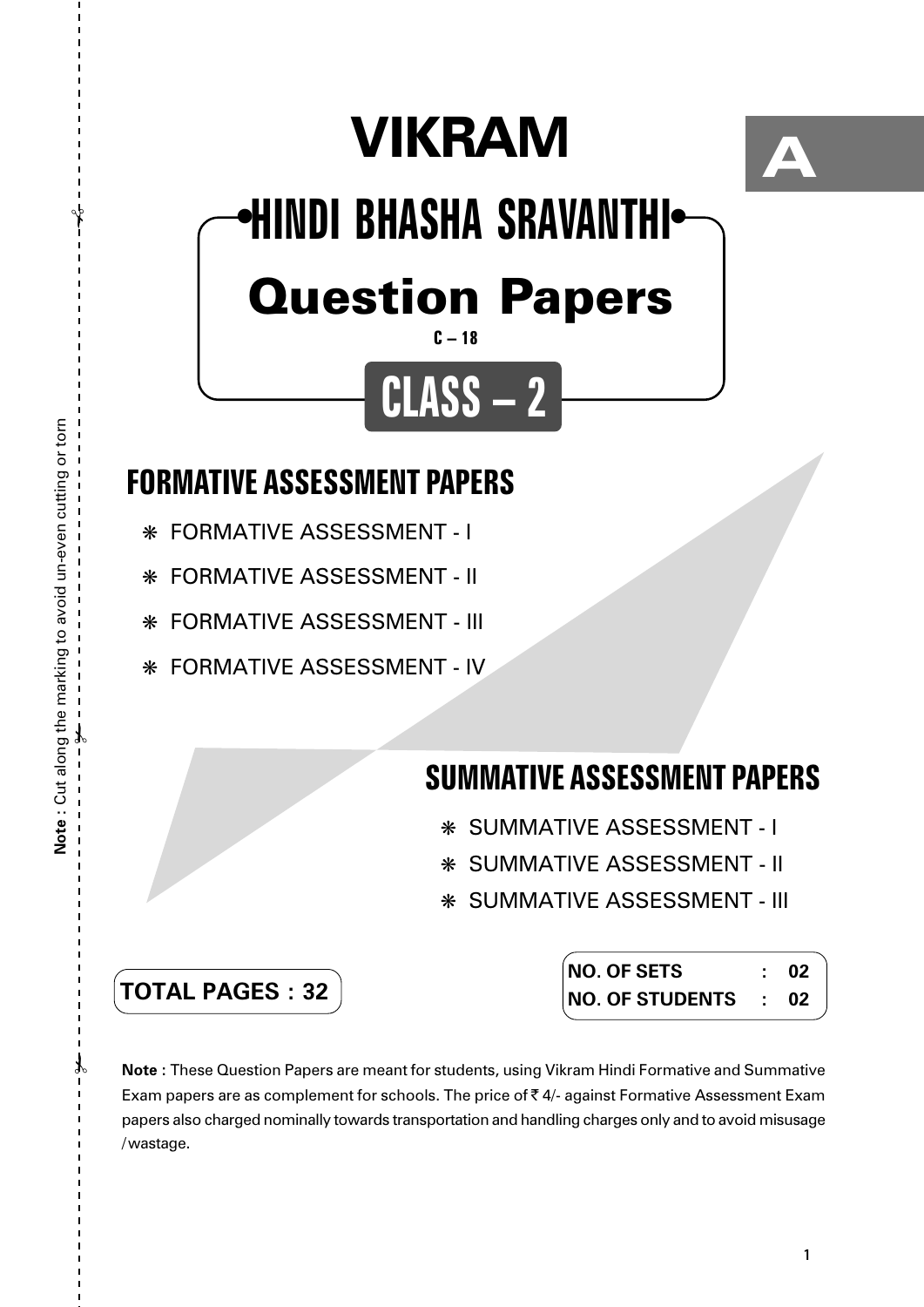# VIKRAM

A

## HINDI BHASHA SRAVANTHI

## Question Papers

C – 18

## CLASS – 2

### FORMATIVE ASSESSMENT PAPERS

- FORMATIVE ASSESSMENT - I
- FORMATIVE ASSESSMENT - II
- FORMATIVE ASSESSMENT - III
- FORMATIVE ASSESSMENT - IV

### SUMMATIVE ASSESSMENT PAPERS

- SUMMATIVE ASSESSMENT - I
- SUMMATIVE ASSESSMENT - II
- SUMMATIVE ASSESSMENT - III

**TOTAL PAGES : 32**

| | | |
|---|---|---|
| **NO. OF SETS** | **:** | **02** |
| **NO. OF STUDENTS** | **:** | **02** |

**Note :** These Question Papers are meant for students, using Vikram Hindi Formative and Summative Exam papers are as complement for schools. The price of ₹ 4/- against Formative Assessment Exam papers also charged nominally towards transportation and handling charges only and to avoid misusage /wastage.

**Note :** Cut along the marking to avoid un-even cutting or torn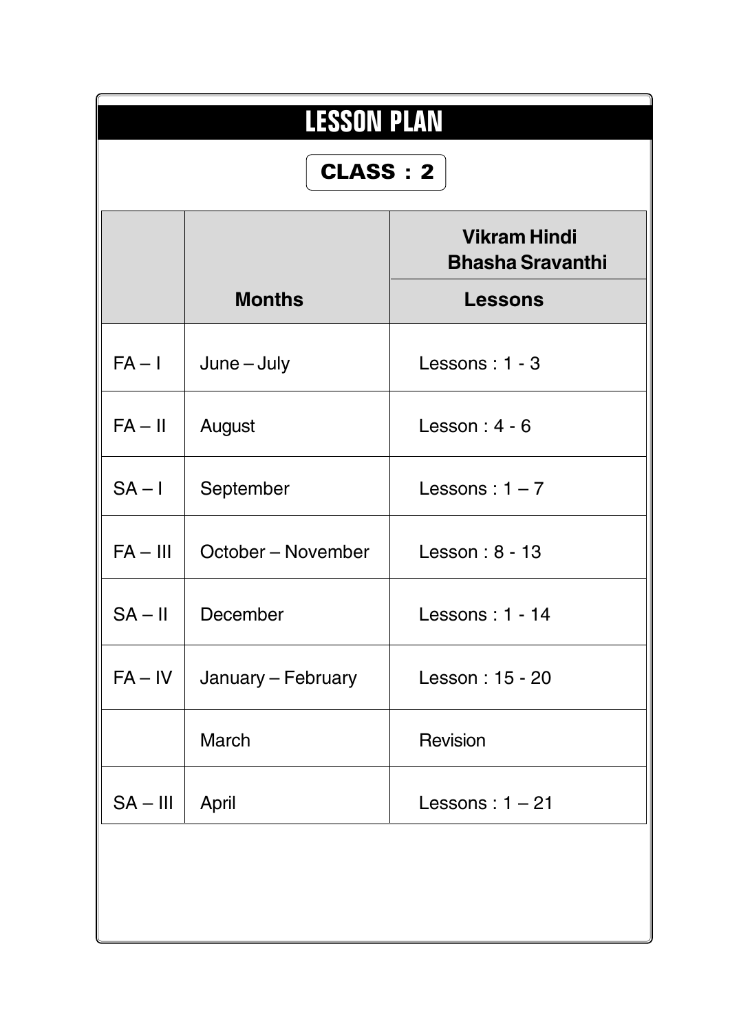# LESSON PLAN

## CLASS : 2

| | Months | Vikram Hindi Bhasha Sravanthi |
|---|---|---|
| | | Lessons |
| FA – I | June – July | Lessons : 1 - 3 |
| FA – II | August | Lesson : 4 - 6 |
| SA – I | September | Lessons : 1 – 7 |
| FA – III | October – November | Lesson : 8 - 13 |
| SA – II | December | Lessons : 1 - 14 |
| FA – IV | January – February | Lesson : 15 - 20 |
| | March | Revision |
| SA – III | April | Lessons : 1 – 21 |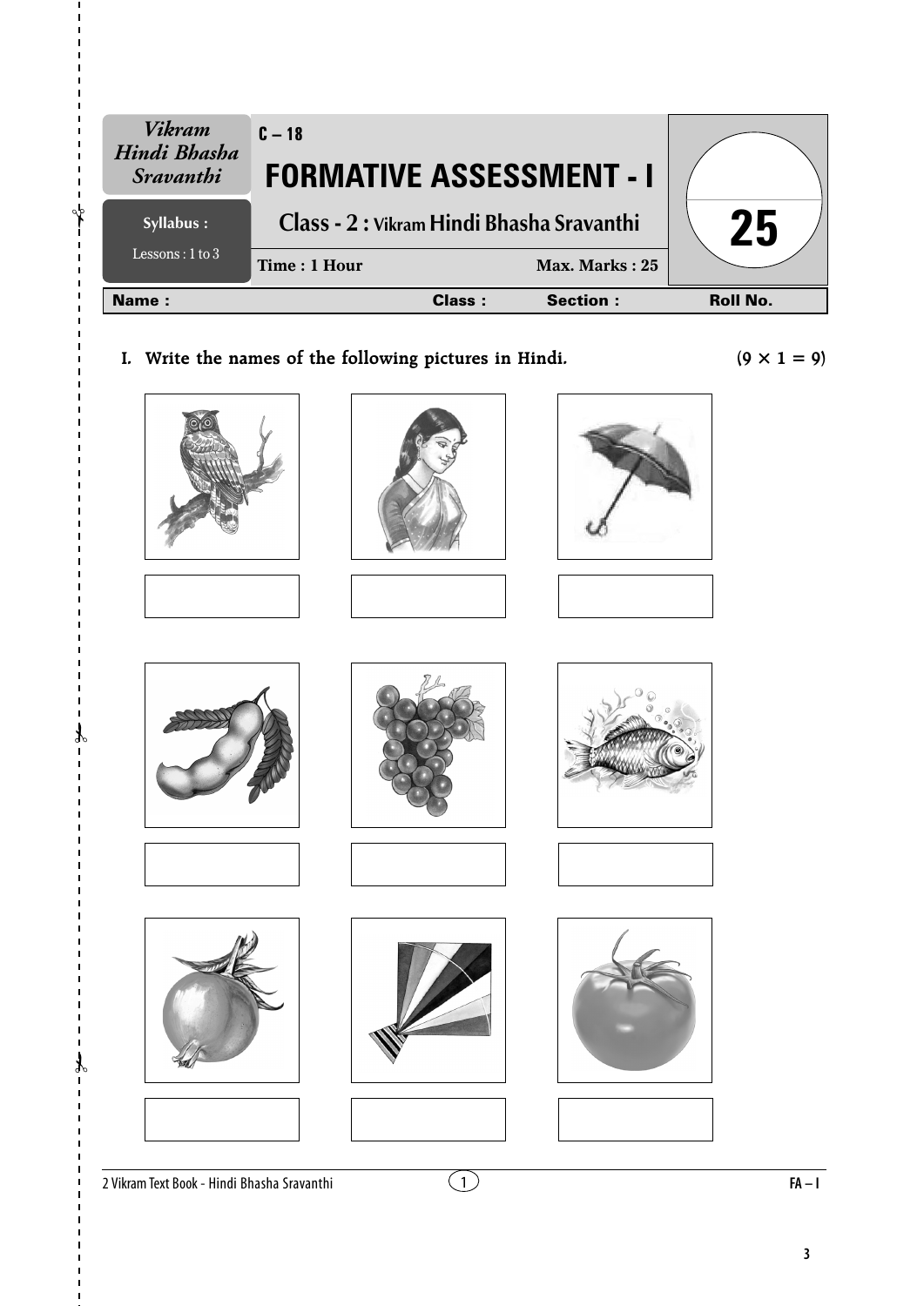| *Vikram Hindi Bhasha Sravanthi* | C – 18 | |
|---|---|---|
| **Syllabus :** Lessons : 1 to 3 | # FORMATIVE ASSESSMENT - I | **25** |
| | **Class - 2 : Vikram Hindi Bhasha Sravanthi** | |
| | **Time : 1 Hour** **Max. Marks : 25** | |

**Name :** **Class :** **Section :** **Roll No.**

**I. Write the names of the following pictures in Hindi.** **(9 × 1 = 9)**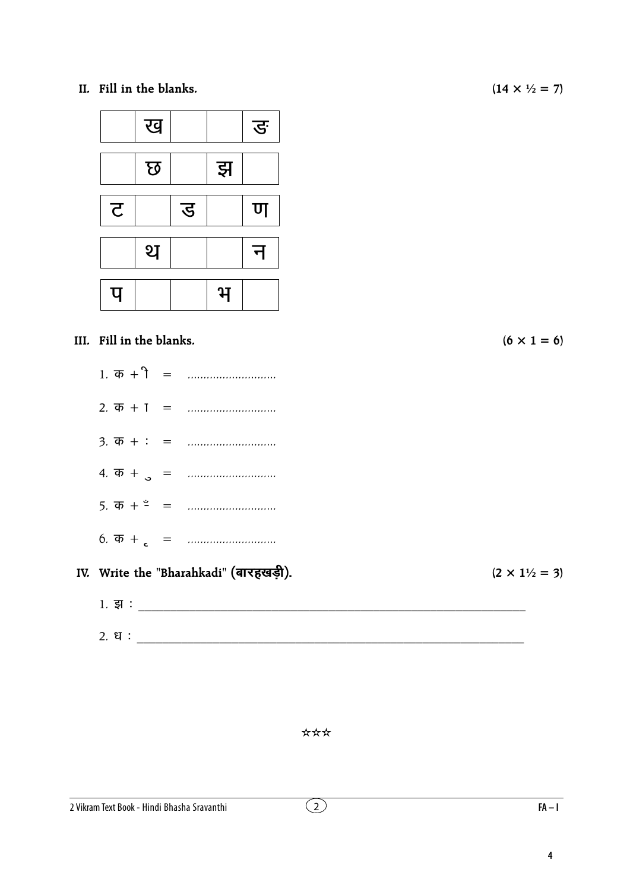**II. Fill in the blanks.** **(14 × ½ = 7)**

| | ख | | | ङ |
|---|---|---|---|---|

| | छ | | झ | |
|---|---|---|---|---|

| ट | | ड | | ण |
|---|---|---|---|---|

| | थ | | | न |
|---|---|---|---|---|

| प | | | भ | |
|---|---|---|---|---|

**III. Fill in the blanks.** **(6 × 1 = 6)**

1. क + ि = ............................
2. क + ा = ............................
3. क + ः = ............................
4. क + ु = ............................
5. क + ँ = ............................
6. क + ृ = ............................

**IV. Write the "Bharahkadi" (बारहखड़ी).** **(2 × 1½ = 3)**

1. झ : ____________________________________________________________________
2. ध : ____________________________________________________________________

☆☆☆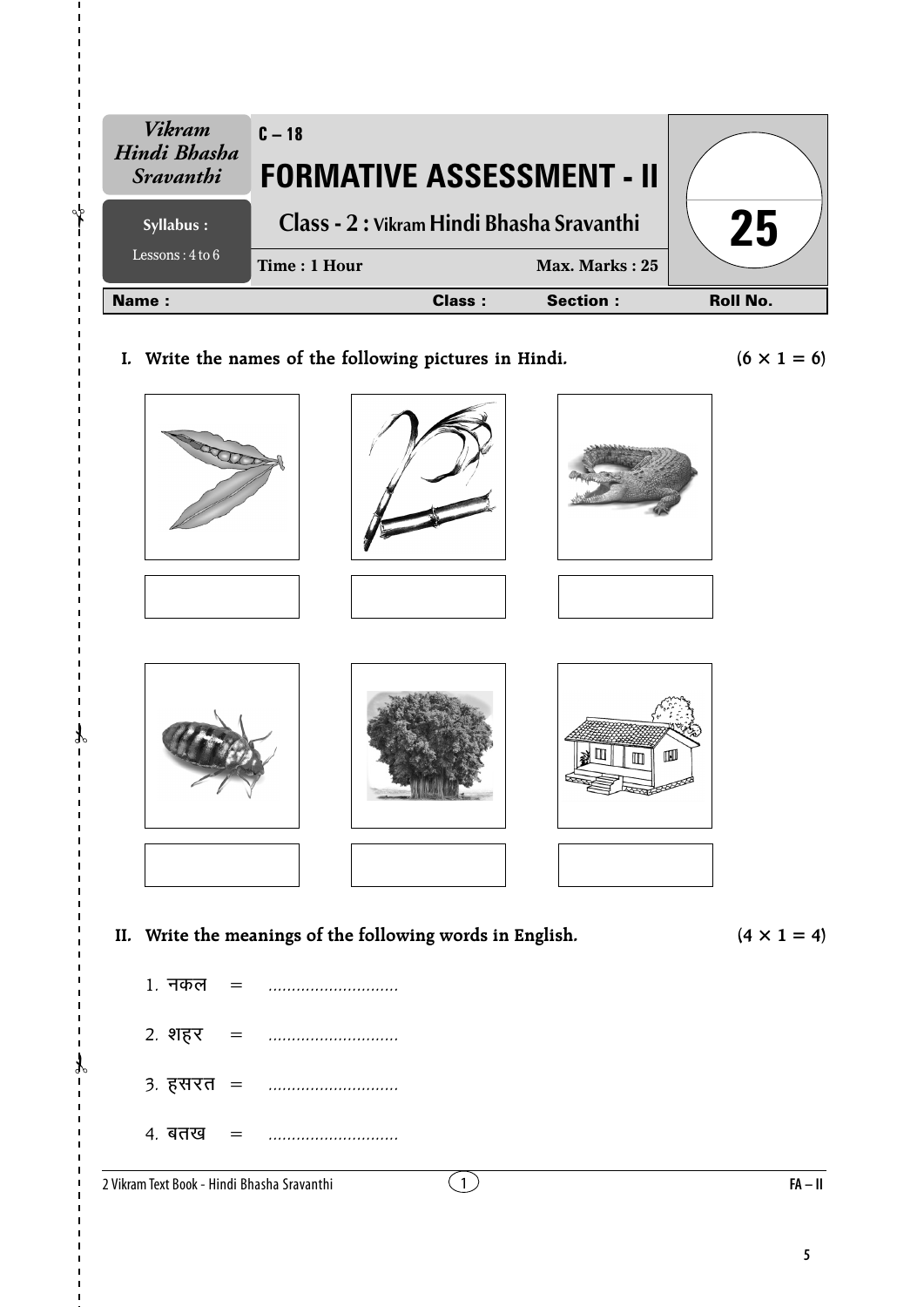| Vikram Hindi Bhasha Sravanthi | C – 18 | |
| --- | --- | --- |
| | **FORMATIVE ASSESSMENT - II** | **25** |
| **Syllabus :** Lessons : 4 to 6 | **Class - 2 : Vikram Hindi Bhasha Sravanthi** | |
| | **Time : 1 Hour** / **Max. Marks : 25** | |

**Name :** **Class :** **Section :** **Roll No.**

**I. Write the names of the following pictures in Hindi.** **(6 × 1 = 6)**

**II. Write the meanings of the following words in English.** **(4 × 1 = 4)**

1. नकल = ............................
2. शहर = ............................
3. हसरत = ............................
4. बतख = ............................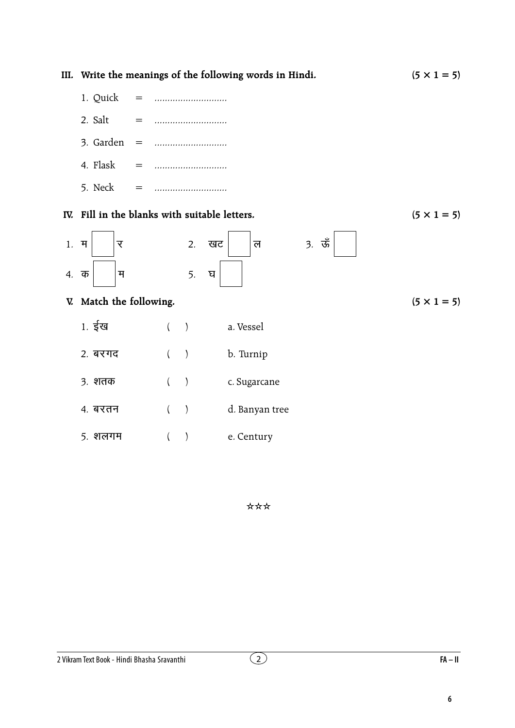**III. Write the meanings of the following words in Hindi.** **(5 × 1 = 5)**

1. Quick = ............................
2. Salt = ............................
3. Garden = ............................
4. Flask = ............................
5. Neck = ............................

**IV. Fill in the blanks with suitable letters.** **(5 × 1 = 5)**

1. म [ ] र
2. खट [ ] ल
3. ऊँ [ ]
4. क [ ] म
5. घ [ ]

**V. Match the following.** **(5 × 1 = 5)**

| | | |
|---|---|---|
| 1. ईख | ( ) | a. Vessel |
| 2. बरगद | ( ) | b. Turnip |
| 3. शतक | ( ) | c. Sugarcane |
| 4. बरतन | ( ) | d. Banyan tree |
| 5. शलगम | ( ) | e. Century |

☆☆☆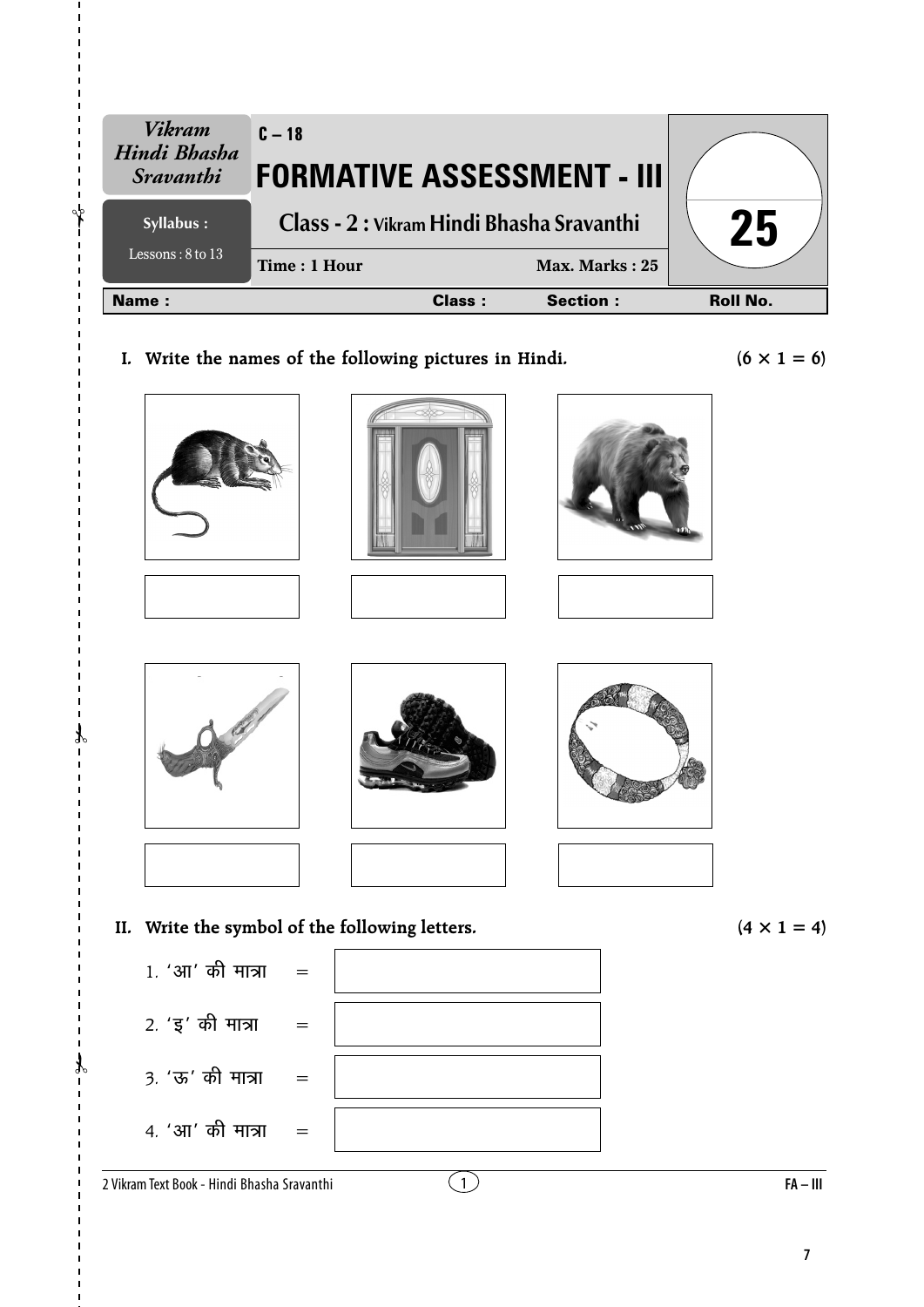| *Vikram Hindi Bhasha Sravanthi* | C – 18 **FORMATIVE ASSESSMENT - III** | |
|---|---|---|
| **Syllabus :** Lessons : 8 to 13 | **Class - 2 : Vikram Hindi Bhasha Sravanthi** Time : 1 Hour — Max. Marks : 25 | **25** |

**Name :** **Class :** **Section :** **Roll No.**

**I. Write the names of the following pictures in Hindi.** **(6 × 1 = 6)**

**II. Write the symbol of the following letters.** **(4 × 1 = 4)**

1. 'आ' की मात्रा =
2. 'इ' की मात्रा =
3. 'ऊ' की मात्रा =
4. 'आ' की मात्रा =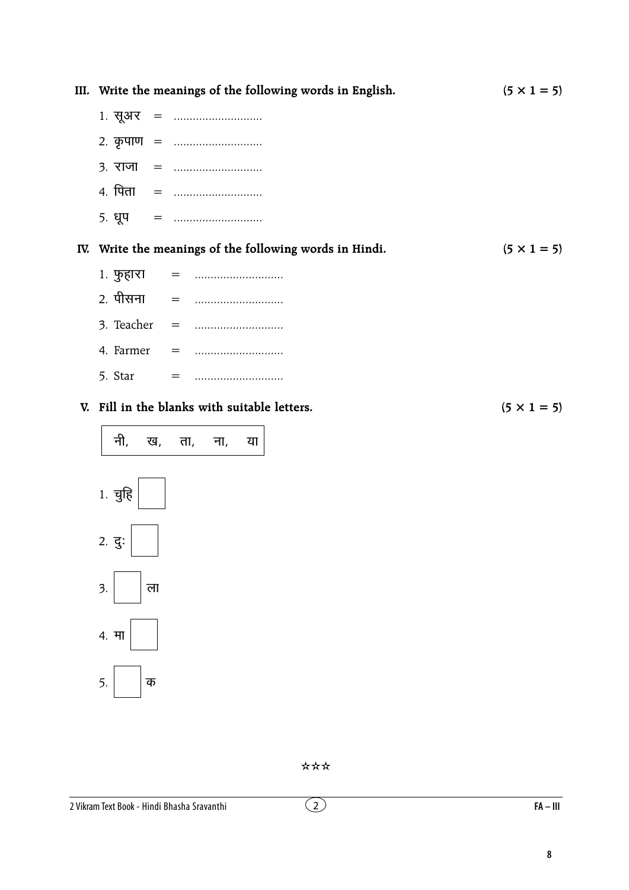**III. Write the meanings of the following words in English.** **(5 × 1 = 5)**

1. सूअर = ............................
2. कृपाण = ............................
3. राजा = ............................
4. पिता = ............................
5. धूप = ............................

**IV. Write the meanings of the following words in Hindi.** **(5 × 1 = 5)**

1. फुहारा = ............................
2. पीसना = ............................
3. Teacher = ............................
4. Farmer = ............................
5. Star = ............................

**V. Fill in the blanks with suitable letters.** **(5 × 1 = 5)**

| नी, ख, ता, ना, या |
|---|

1. चुहि [ ]
2. दुः [ ]
3. [ ] ला
4. मा [ ]
5. [ ] क

☆☆☆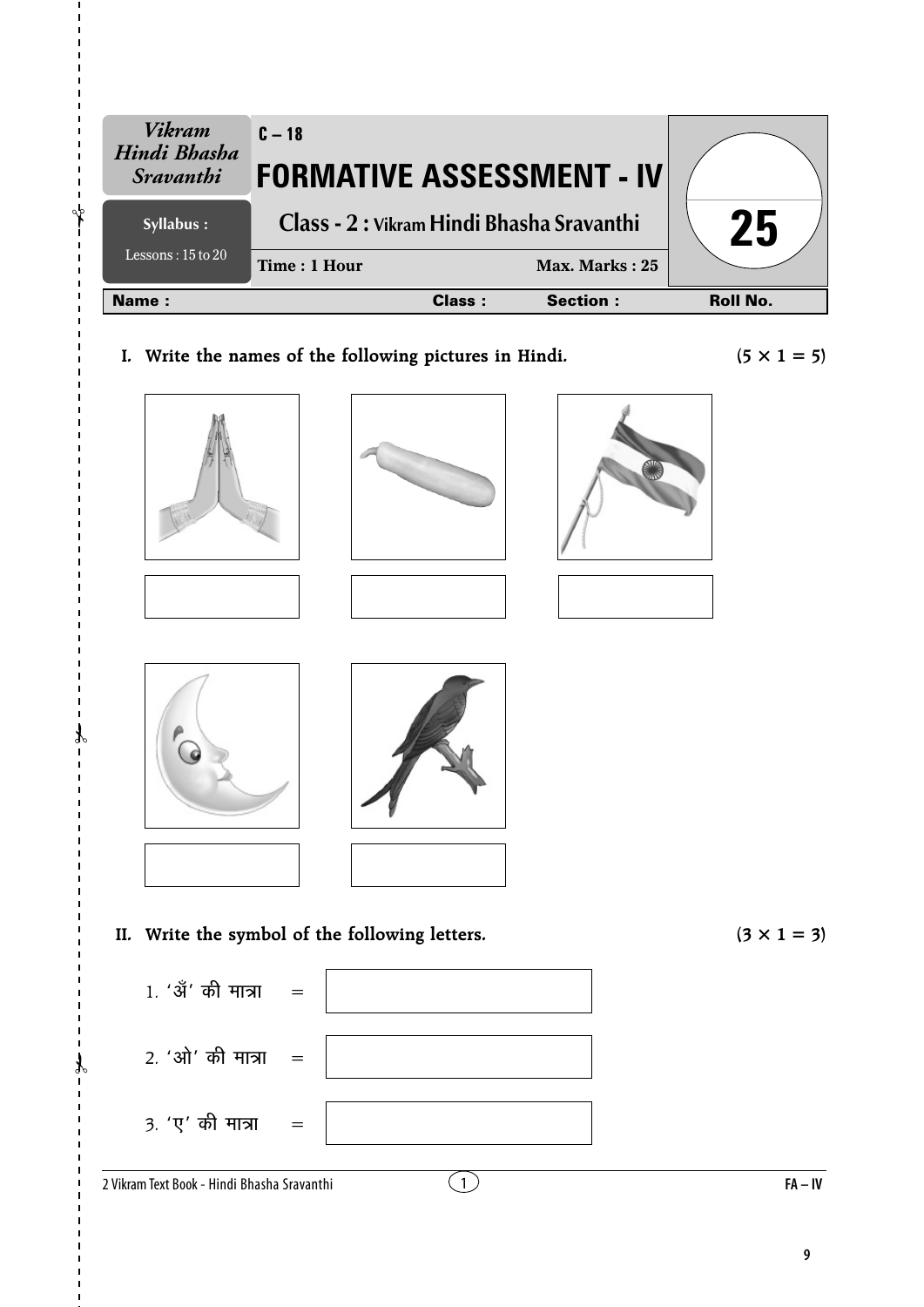| *Vikram Hindi Bhasha Sravanthi* | C – 18 | |
|---|---|---|
| | **FORMATIVE ASSESSMENT - IV** | |
| **Syllabus :** | **Class - 2 : Vikram Hindi Bhasha Sravanthi** | **25** |
| Lessons : 15 to 20 | **Time : 1 Hour** &nbsp;&nbsp;&nbsp;&nbsp; **Max. Marks : 25** | |

**Name :** &nbsp;&nbsp;&nbsp;&nbsp; **Class :** &nbsp;&nbsp;&nbsp;&nbsp; **Section :** &nbsp;&nbsp;&nbsp;&nbsp; **Roll No.**

**I. Write the names of the following pictures in Hindi.** **(5 × 1 = 5)**

**II. Write the symbol of the following letters.** **(3 × 1 = 3)**

1. 'अँ' की मात्रा =

2. 'ओ' की मात्रा =

3. 'ए' की मात्रा =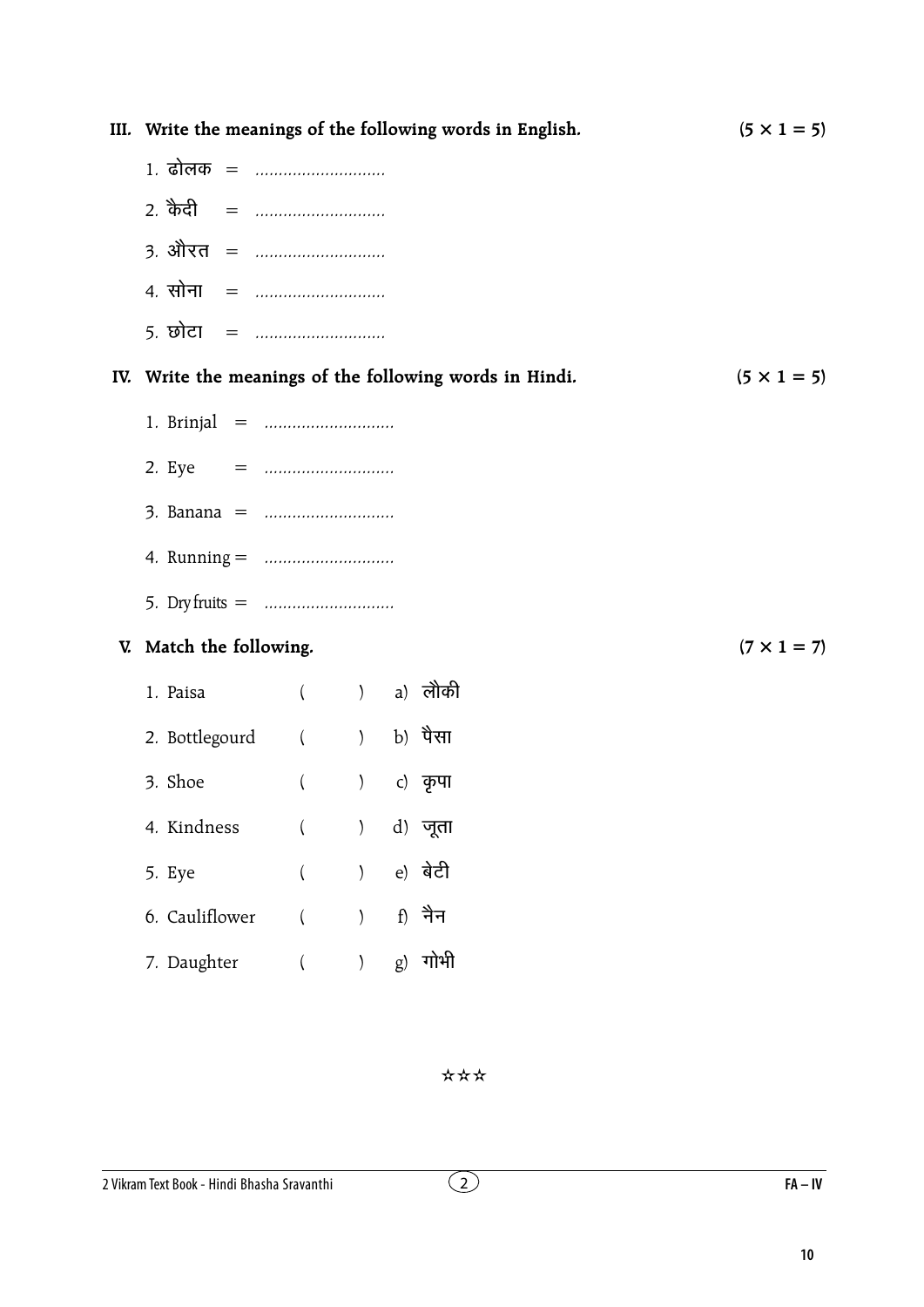**III. Write the meanings of the following words in English.** **(5 × 1 = 5)**

1. ढोलक = ............................
2. कैदी = ............................
3. औरत = ............................
4. सोना = ............................
5. छोटा = ............................

**IV. Write the meanings of the following words in Hindi.** **(5 × 1 = 5)**

1. Brinjal = ............................
2. Eye = ............................
3. Banana = ............................
4. Running = ............................
5. Dry fruits = ............................

**V. Match the following.** **(7 × 1 = 7)**

1. Paisa ( ) a) लौकी
2. Bottlegourd ( ) b) पैसा
3. Shoe ( ) c) कृपा
4. Kindness ( ) d) जूता
5. Eye ( ) e) बेटी
6. Cauliflower ( ) f) नैन
7. Daughter ( ) g) गोभी

☆☆☆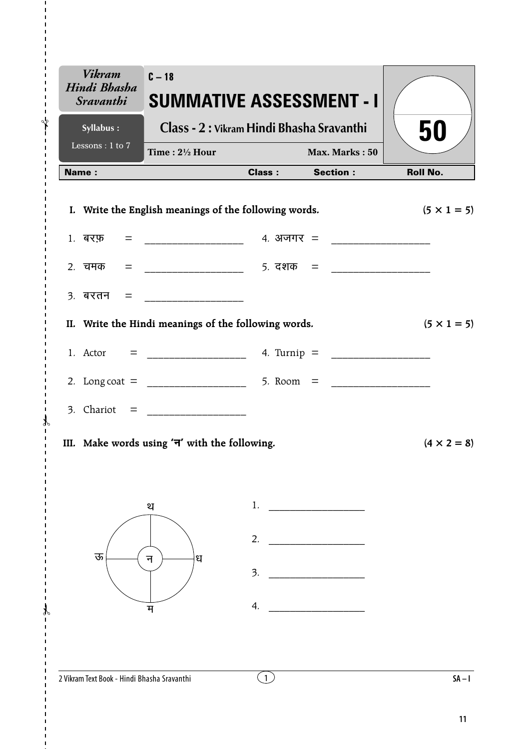| *Vikram Hindi Bhasha Sravanthi* | C – 18 | |
|---|---|---|
| **Syllabus :** Lessons : 1 to 7 | **SUMMATIVE ASSESSMENT - I** | **50** |
| | **Class - 2 : Vikram Hindi Bhasha Sravanthi** | |
| | **Time : 2½ Hour** &nbsp;&nbsp;&nbsp; **Max. Marks : 50** | |

**Name :** &nbsp;&nbsp;&nbsp;&nbsp; **Class :** &nbsp;&nbsp;&nbsp;&nbsp; **Section :** &nbsp;&nbsp;&nbsp;&nbsp; **Roll No.**

**I. Write the English meanings of the following words.** $(5 \times 1 = 5)$

1. बरफ़ = ________________
2. चमक = ________________
3. बरतन = ________________
4. अजगर = ________________
5. दशक = ________________

**II. Write the Hindi meanings of the following words.** $(5 \times 1 = 5)$

1. Actor = ________________
2. Long coat = ________________
3. Chariot = ________________
4. Turnip = ________________
5. Room = ________________

**III. Make words using 'न' with the following.** $(4 \times 2 = 8)$

Centre: न — Around: थ, ध, म, ऊ

1. ________________
2. ________________
3. ________________
4. ________________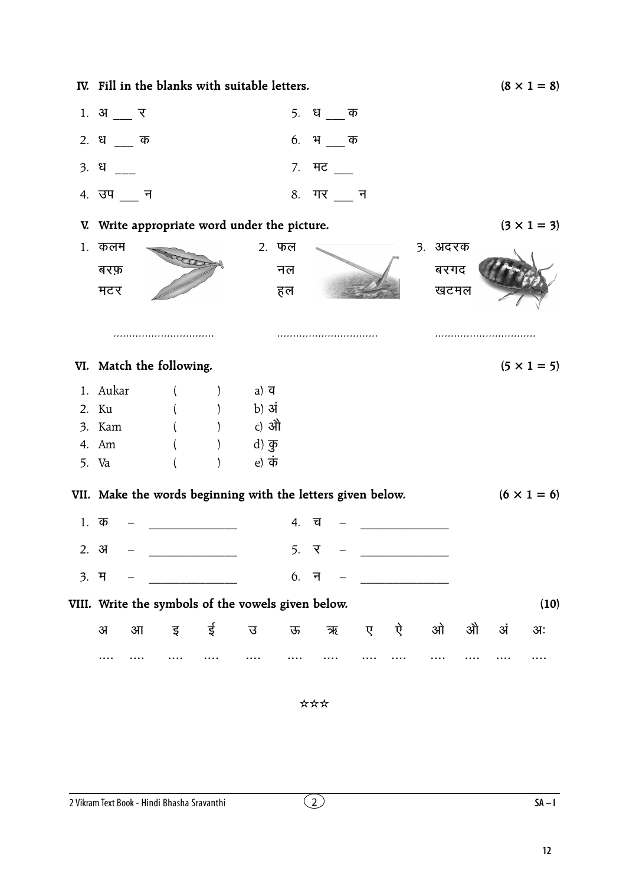## IV. Fill in the blants with suitable letters. (8 × 1 = 8)

1. अ ___ र
2. ध ___ क
3. ध ___
4. उप ___ न
5. ध ___ क
6. भ ___ क
7. मट ___
8. गर ___ न

## V. Write appropriate word under the picture. (3 × 1 = 3)

1. कलम
   बरफ़
   मटर

   ................................

2. फल
   नल
   हल

   ................................

3. अदरक
   बरगद
   खटमल

   ................................

## VI. Match the following. (5 × 1 = 5)

1. Aukar ( ) a) व
2. Ku ( ) b) अं
3. Kam ( ) c) औ
4. Am ( ) d) कु
5. Va ( ) e) कं

## VII. Make the words beginning with the letters given below. (6 × 1 = 6)

1. क – ______________
2. अ – ______________
3. म – ______________
4. च – ______________
5. र – ______________
6. न – ______________

## VIII. Write the symbols of the vowels given below. (10)

| अ | आ | इ | ई | उ | ऊ | ऋ | ए | ऐ | ओ | औ | अं | अः |
|---|---|---|---|---|---|---|---|---|---|---|---|---|
| .... | .... | .... | .... | .... | .... | .... | .... | .... | .... | .... | .... | .... |

☆☆☆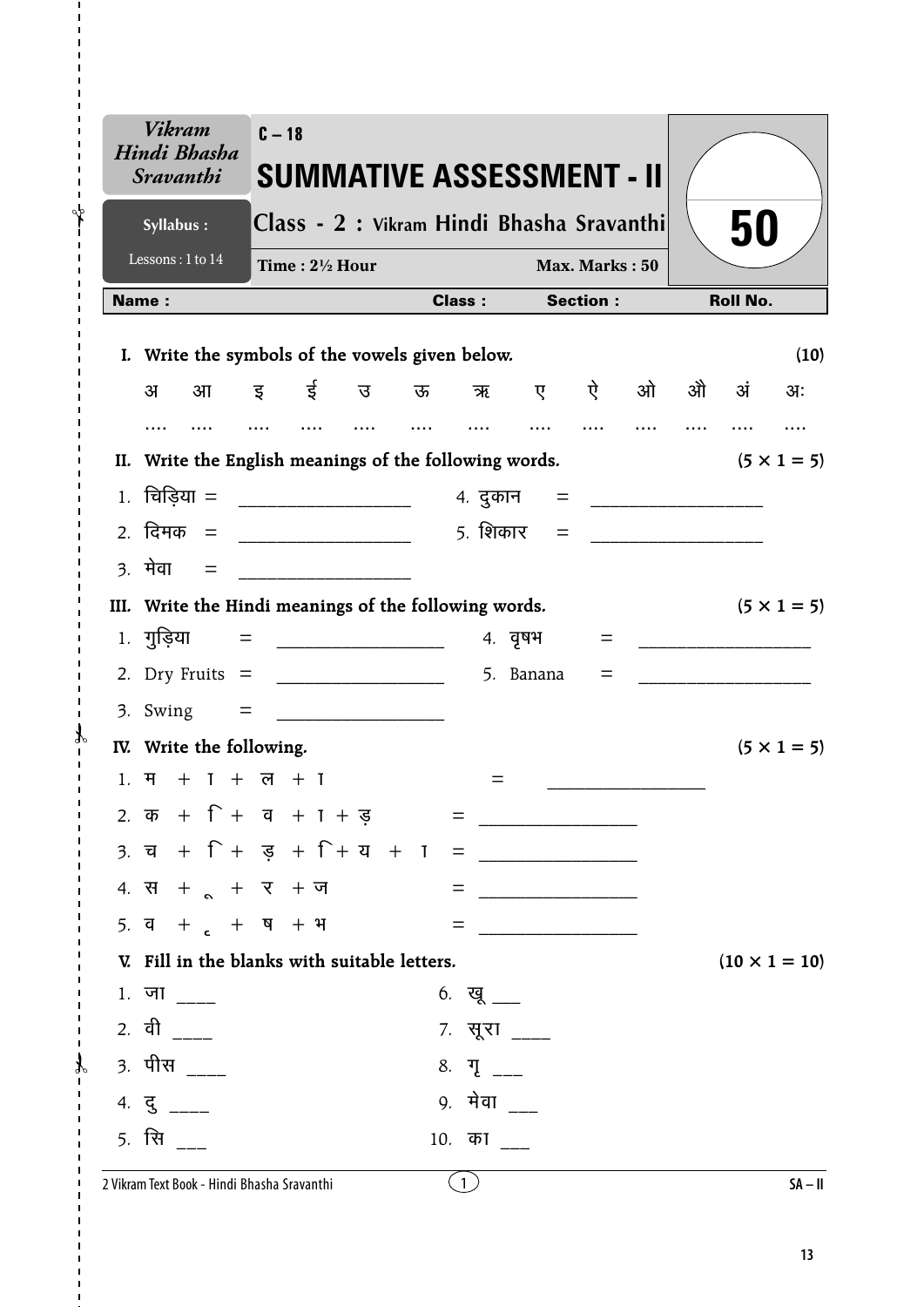Vikram Hindi Bhasha Sravanthi

C – 18

# SUMMATIVE ASSESSMENT - II

**50**

**Syllabus :** Lessons : 1 to 14

## Class - 2 : Vikram Hindi Bhasha Sravanthi

**Time : 2½ Hour** **Max. Marks : 50**

| Name : | Class : | Section : | Roll No. |
|---|---|---|---|

**I. Write the symbols of the vowels given below.** **(10)**

| अ | आ | इ | ई | उ | ऊ | ऋ | ए | ऐ | ओ | औ | अं | अः |
|---|---|---|---|---|---|---|---|---|---|---|---|---|
| .... | .... | .... | .... | .... | .... | .... | .... | .... | .... | .... | .... | .... |

**II. Write the English meanings of the following words.** **(5 × 1 = 5)**

1. चिड़िया = ____________________
2. दिमक = ____________________
3. मेवा = ____________________
4. दुकान = ____________________
5. शिकार = ____________________

**III. Write the Hindi meanings of the following words.** **(5 × 1 = 5)**

1. गुड़िया = ____________________
2. Dry Fruits = ____________________
3. Swing = ____________________
4. वृषभ = ____________________
5. Banana = ____________________

**IV. Write the following.** **(5 × 1 = 5)**

1. म + ा + ल + ा = ____________________
2. क + ि + व + ा + ड़ = ____________________
3. च + ि + ड़ + ि + य + ा = ____________________
4. स + ू + र + ज = ____________________
5. व + ृ + ष + भ = ____________________

**V. Fill in the blanks with suitable letters.** **(10 × 1 = 10)**

1. जा ____
2. वी ____
3. पीस ____
4. दु ____
5. सि ___
6. खू ___
7. सूरा ____
8. गृ ___
9. मेवा ___
10. का ___

2 Vikram Text Book - Hindi Bhasha Sravanthi SA – II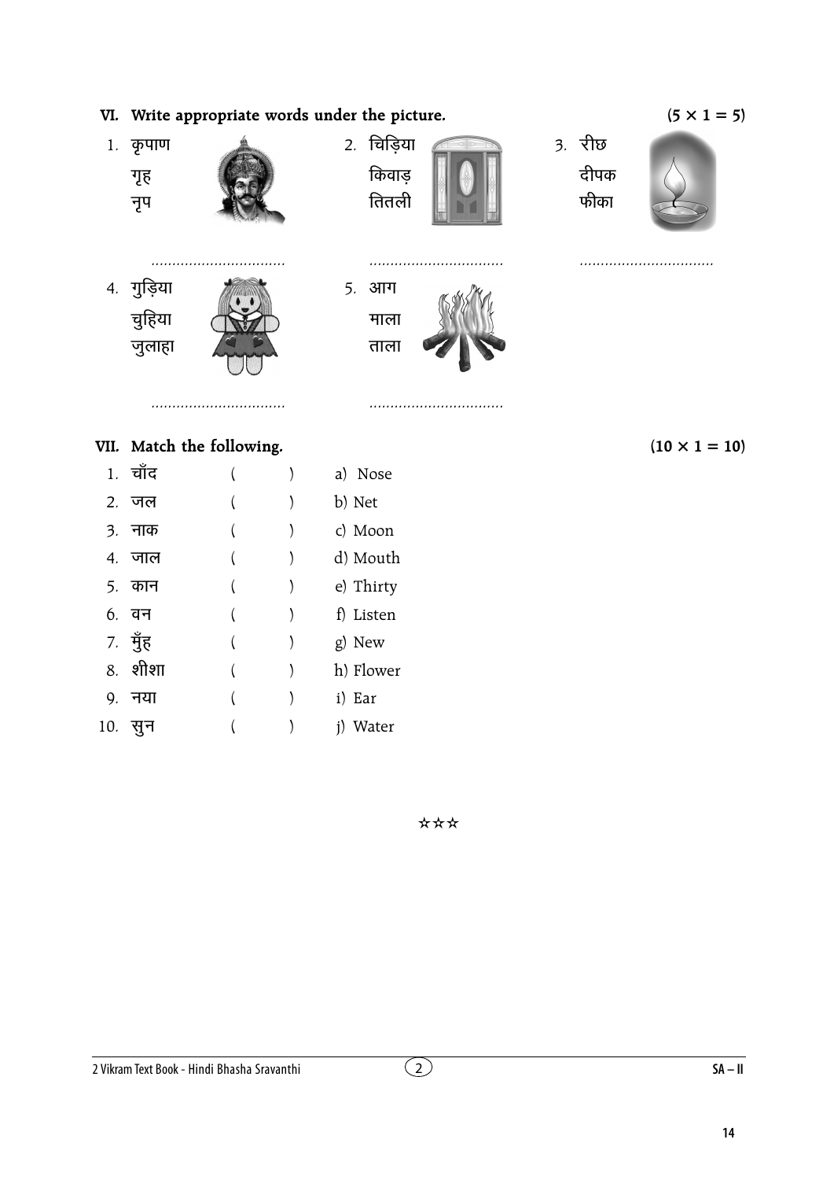## VI. Write appropriate words under the picture. (5 × 1 = 5)

1. कृपाण
   गृह
   नृप

   ................................

2. चिड़िया
   किवाड़
   तितली

   ................................

3. रीछ
   दीपक
   फीका

   ................................

4. गुड़िया
   चुहिया
   जुलाहा

   ................................

5. आग
   माला
   ताला

   ................................

## VII. Match the following. (10 × 1 = 10)

| | | | |
|---|---|---|---|
| 1. | चाँद | ( ) | a) Nose |
| 2. | जल | ( ) | b) Net |
| 3. | नाक | ( ) | c) Moon |
| 4. | जाल | ( ) | d) Mouth |
| 5. | कान | ( ) | e) Thirty |
| 6. | वन | ( ) | f) Listen |
| 7. | मुँह | ( ) | g) New |
| 8. | शीशा | ( ) | h) Flower |
| 9. | नया | ( ) | i) Ear |
| 10. | सुन | ( ) | j) Water |

☆☆☆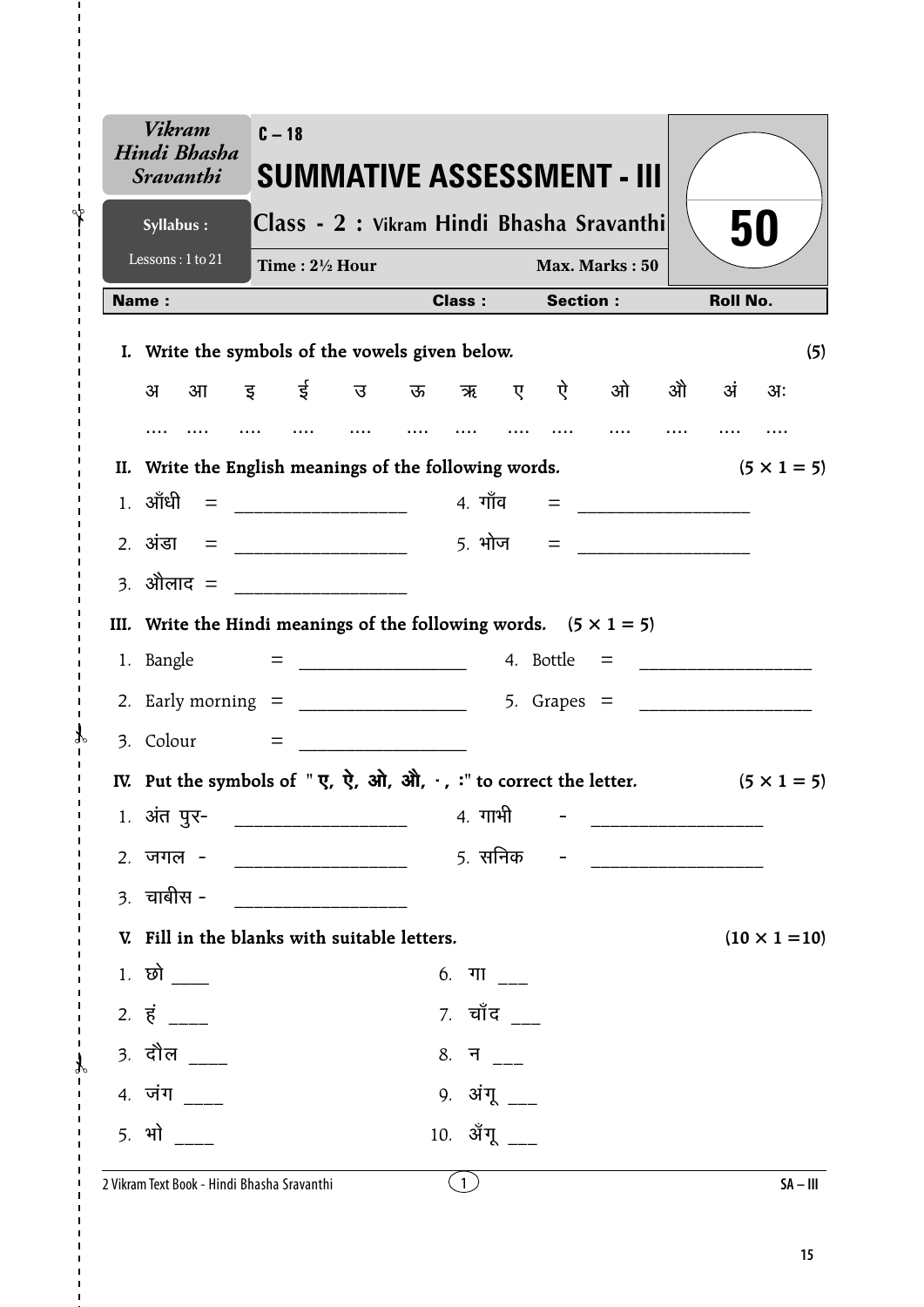| Vikram Hindi Bhasha Sravanthi | C – 18 | |
|---|---|---|
| | **SUMMATIVE ASSESSMENT - III** | **50** |
| **Syllabus :** | Class - 2 : Vikram Hindi Bhasha Sravanthi | |
| Lessons : 1 to 21 | **Time : 2½ Hour** **Max. Marks : 50** | |

**Name :** **Class :** **Section :** **Roll No.**

**I. Write the symbols of the vowels given below.** **(5)**

अ आ इ ई उ ऊ ऋ ए ऐ ओ औ अं अः

.... .... .... .... .... .... .... .... .... .... .... .... ....

**II. Write the English meanings of the following words.** **(5 × 1 = 5)**

1. आँधी = __________________
2. अंडा = __________________
3. औलाद = __________________
4. गाँव = __________________
5. भोज = __________________

**III. Write the Hindi meanings of the following words.** **(5 × 1 = 5)**

1. Bangle = __________________
2. Early morning = __________________
3. Colour = __________________
4. Bottle = __________________
5. Grapes = __________________

**IV. Put the symbols of "ए, ऐ, ओ, औ, ·, :" to correct the letter.** **(5 × 1 = 5)**

1. अंत पुर- __________________
2. जगल - __________________
3. चाबीस - __________________
4. गाभी - __________________
5. सनिक - __________________

**V. Fill in the blanks with suitable letters.** **(10 × 1 =10)**

1. छो ____
2. हं ____
3. दौल ____
4. जंग ____
5. भो ____
6. गा ___
7. चाँद ___
8. न ___
9. अंगू ___
10. अँगू ___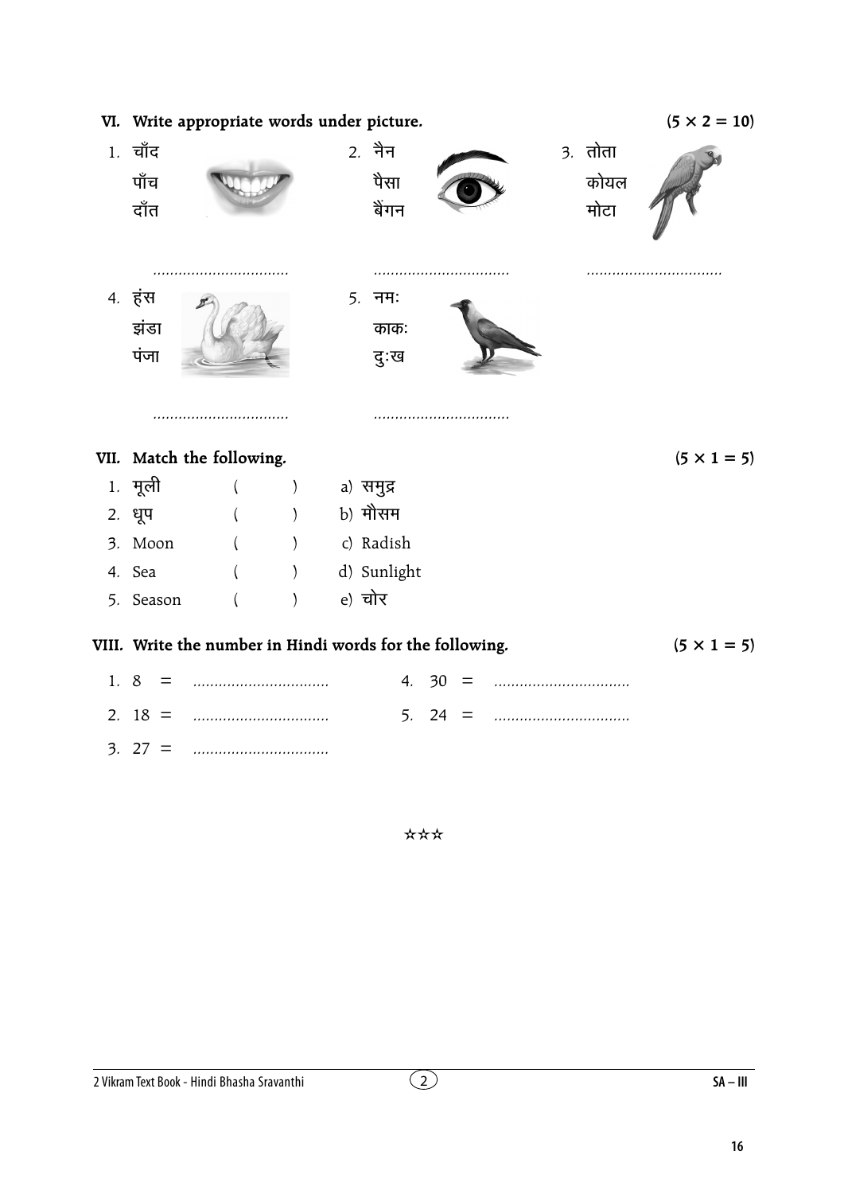## VI. Write appropriate words under picture. (5 × 2 = 10)

1. चाँद
   पाँच
   दाँत

   ................................

2. नैन
   पैसा
   बैंगन

   ................................

3. तोता
   कोयल
   मोटा

   ................................

4. हंस
   झंडा
   पंजा

   ................................

5. नमः
   काकः
   दुःख

   ................................

## VII. Match the following. (5 × 1 = 5)

1. मूली ( ) a) समुद्र
2. धूप ( ) b) मौसम
3. Moon ( ) c) Radish
4. Sea ( ) d) Sunlight
5. Season ( ) e) चोर

## VIII. Write the number in Hindi words for the following. (5 × 1 = 5)

1. 8 = ................................
2. 18 = ................................
3. 27 = ................................
4. 30 = ................................
5. 24 = ................................

☆☆☆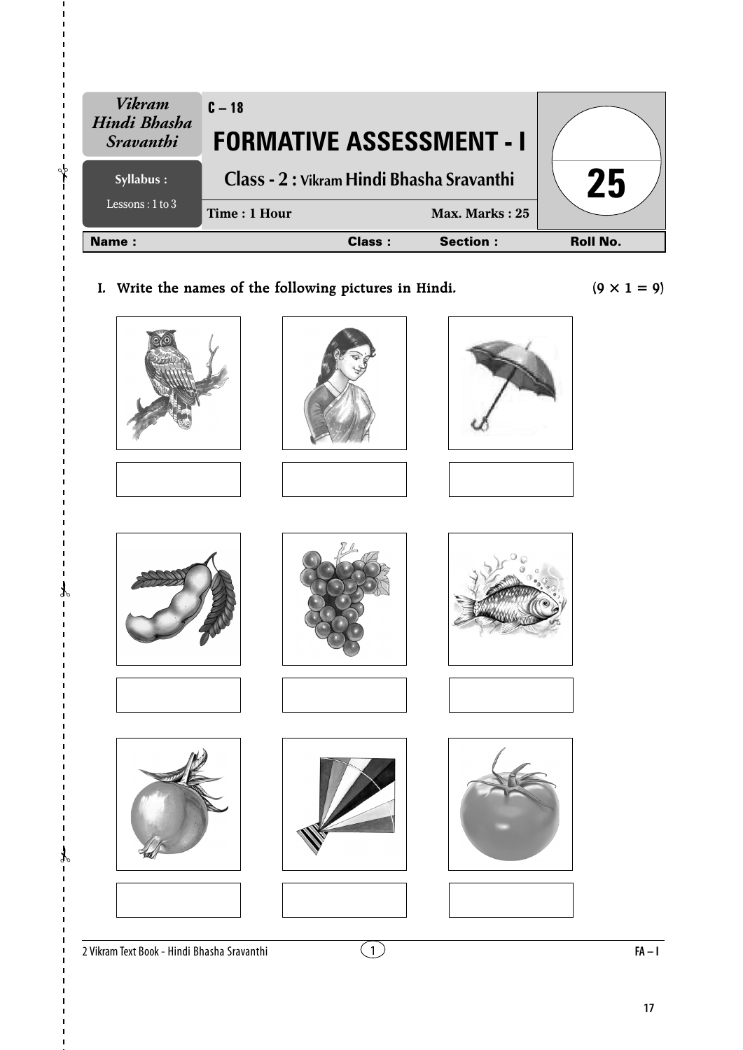| *Vikram Hindi Bhasha Sravanthi* | C – 18 | |
|---|---|---|
| | **FORMATIVE ASSESSMENT - I** | |
| **Syllabus :** Lessons : 1 to 3 | **Class - 2 : Vikram Hindi Bhasha Sravanthi** | **25** |
| | **Time : 1 Hour** — **Max. Marks : 25** | |

| **Name :** | **Class :** | **Section :** | **Roll No.** |
|---|---|---|---|
| | | | |

**I. Write the names of the following pictures in Hindi.** **(9 × 1 = 9)**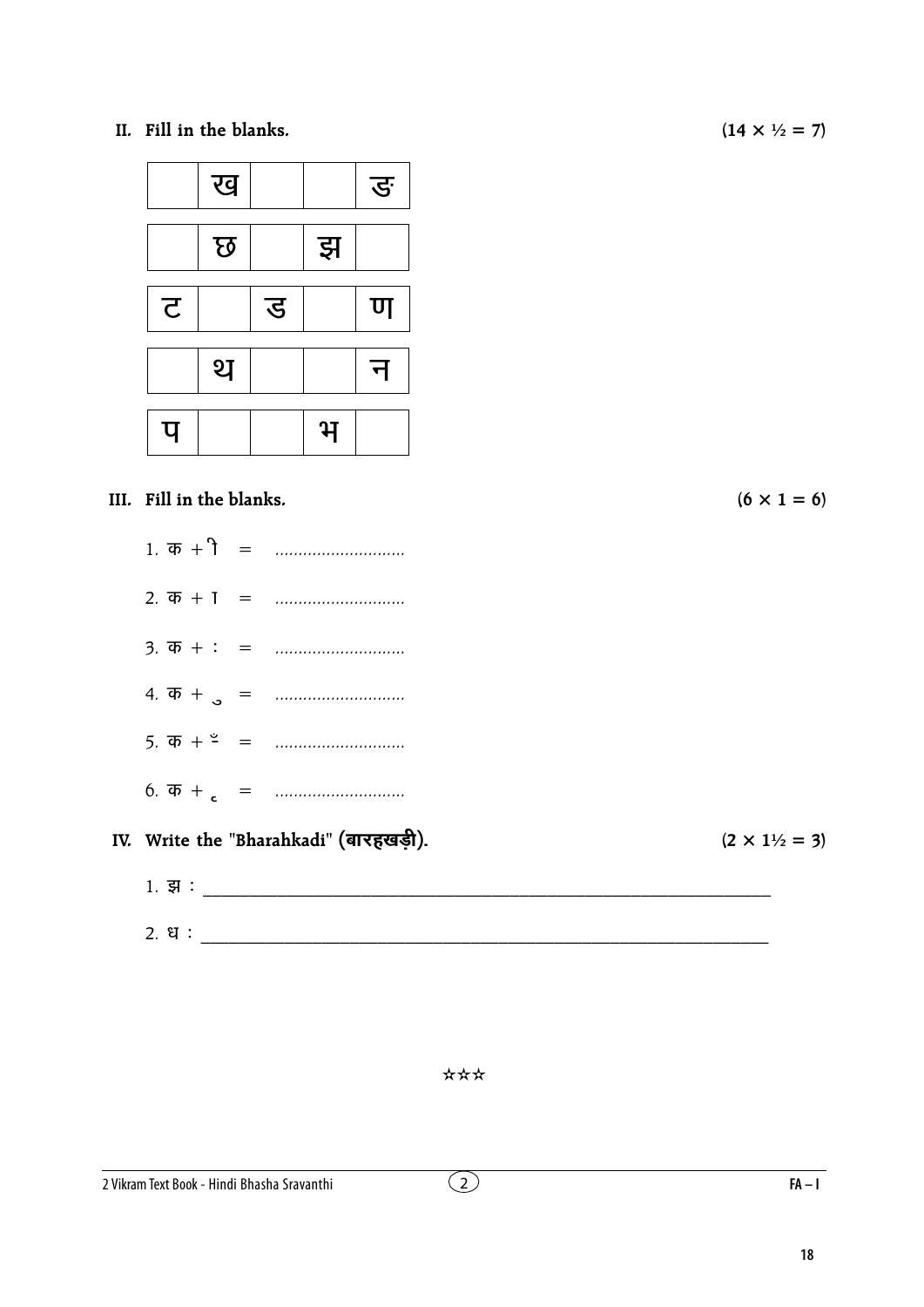**II. Fill in the blanks.** (14 × ½ = 7)

| | ख | | | ङ |
|---|---|---|---|---|

| | छ | | झ | |
|---|---|---|---|---|

| ट | | ड | | ण |
|---|---|---|---|---|

| | थ | | | न |
|---|---|---|---|---|

| प | | | भ | |
|---|---|---|---|---|

**III. Fill in the blanks.** (6 × 1 = 6)

1. क + ि = ............................
2. क + ा = ............................
3. क + ः = ............................
4. क + ु = ............................
5. क + ॅ = ............................
6. क + ृ = ............................

**IV. Write the "Bharahkadi" (बारहखड़ी).** (2 × 1½ = 3)

1. झ : ____________________________________________

2. ध : ____________________________________________

☆☆☆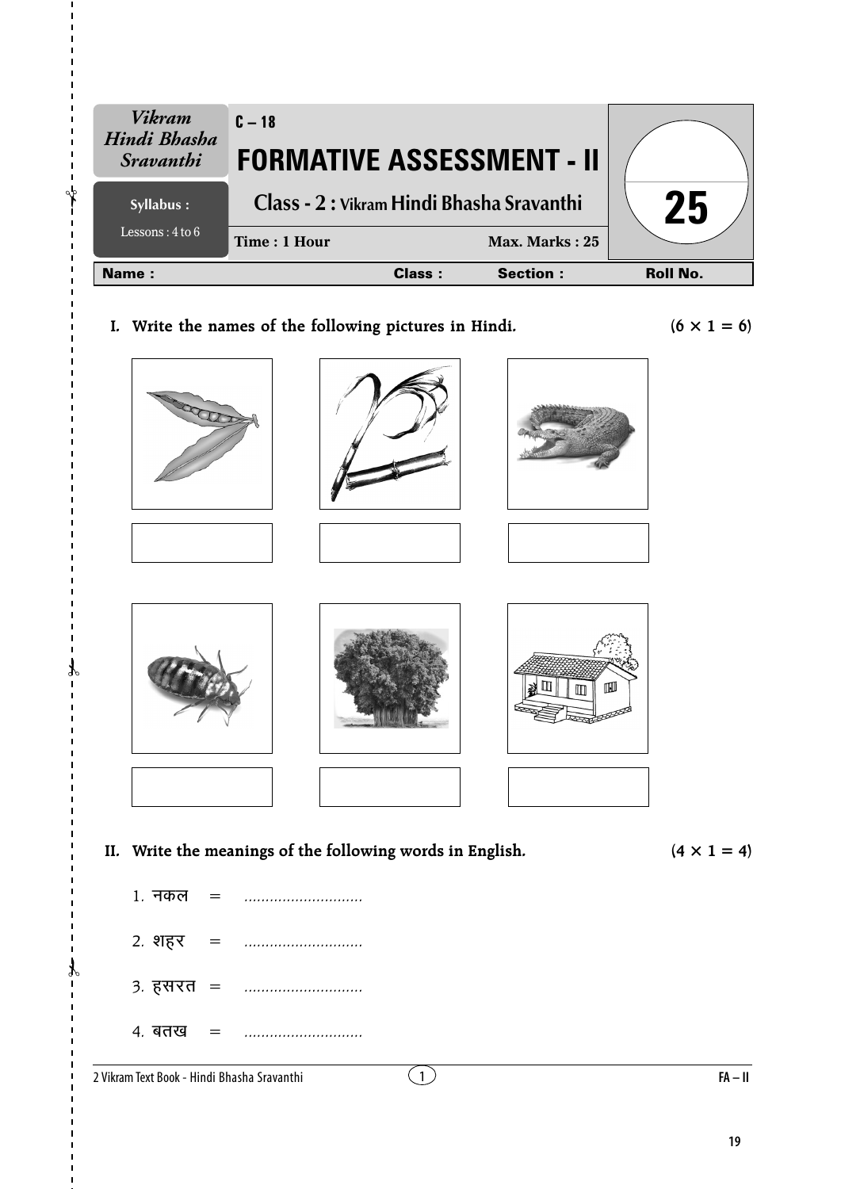| Vikram Hindi Bhasha Sravanthi | C – 18 | |
|---|---|---|
| | **FORMATIVE ASSESSMENT - II** | |
| **Syllabus :** Lessons : 4 to 6 | **Class - 2 : Vikram Hindi Bhasha Sravanthi** | **25** |
| | **Time : 1 Hour** &nbsp;&nbsp;&nbsp; **Max. Marks : 25** | |

| **Name :** | **Class :** | **Section :** | **Roll No.** |
|---|---|---|---|

**I. Write the names of the following pictures in Hindi.** **(6 × 1 = 6)**

**II. Write the meanings of the following words in English.** **(4 × 1 = 4)**

1. नकल = ............................
2. शहर = ............................
3. हसरत = ............................
4. बतख = ............................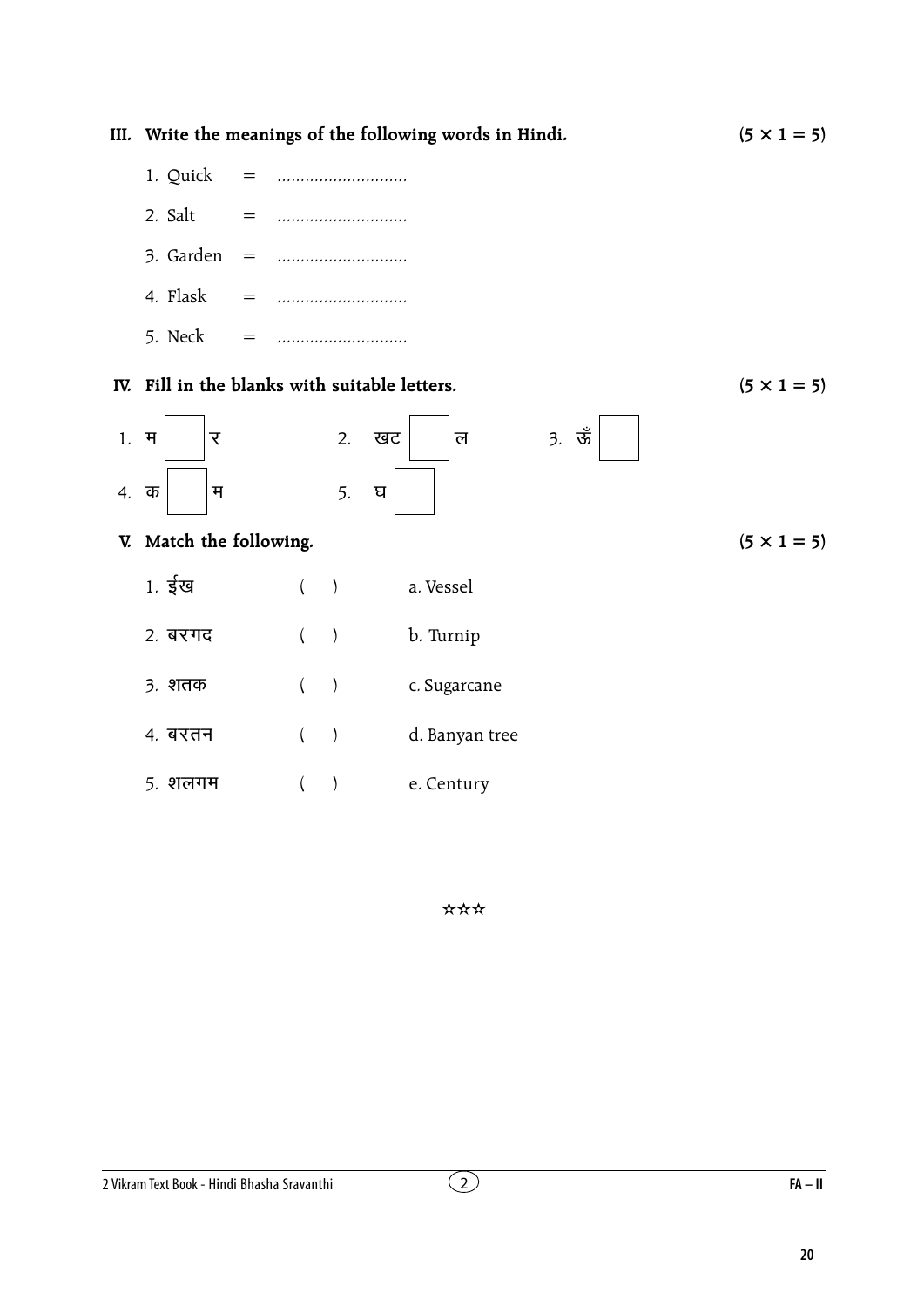**III. Write the meanings of the following words in Hindi.** **(5 × 1 = 5)**

1. Quick = ............................
2. Salt = ............................
3. Garden = ............................
4. Flask = ............................
5. Neck = ............................

**IV. Fill in the blanks with suitable letters.** **(5 × 1 = 5)**

1. म [ ] र
2. खट [ ] ल
3. ऊँ [ ]
4. क [ ] म
5. घ [ ]

**V. Match the following.** **(5 × 1 = 5)**

| | | |
|---|---|---|
| 1. ईख | ( ) | a. Vessel |
| 2. बरगद | ( ) | b. Turnip |
| 3. शतक | ( ) | c. Sugarcane |
| 4. बरतन | ( ) | d. Banyan tree |
| 5. शलगम | ( ) | e. Century |

☆☆☆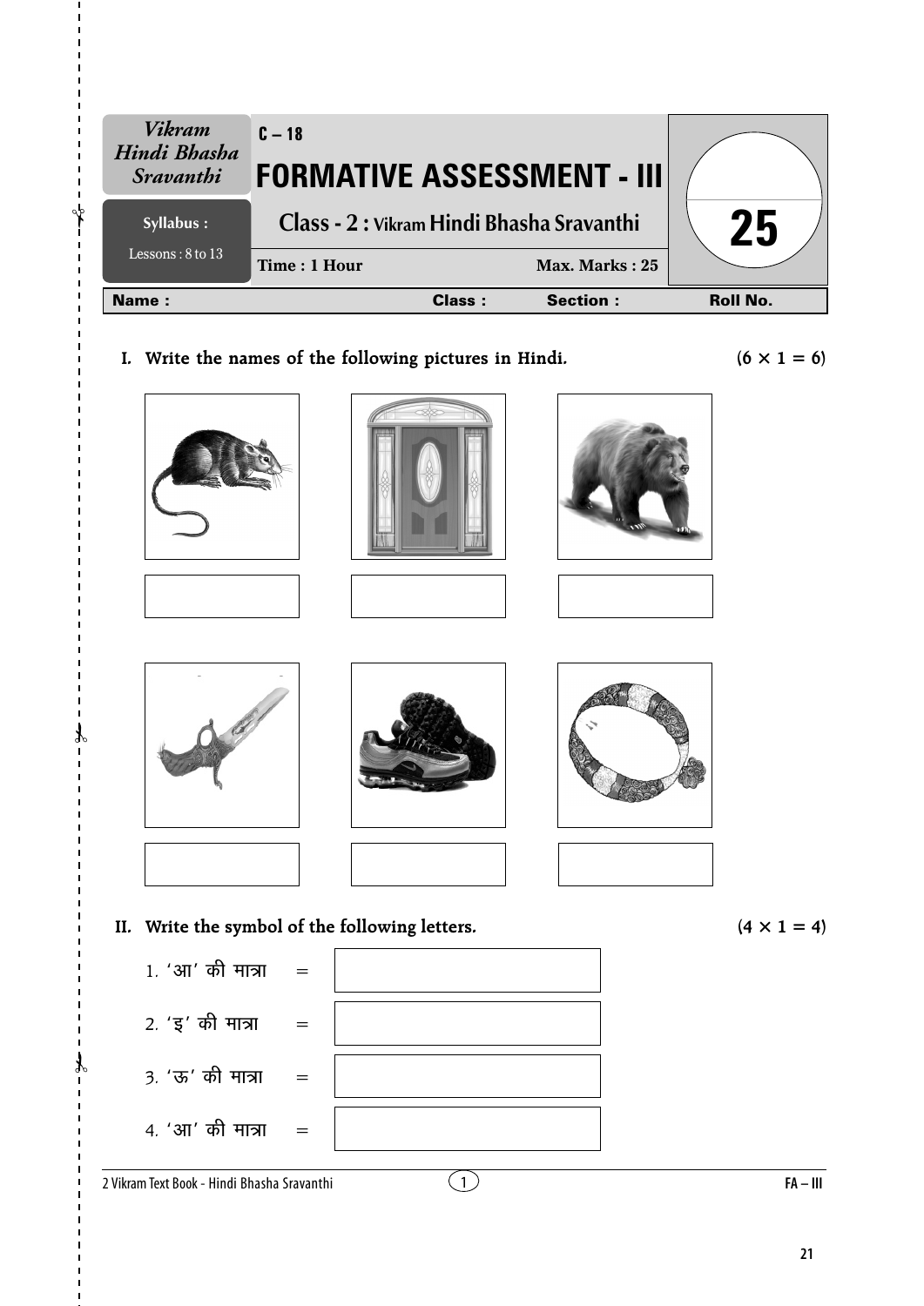| *Vikram Hindi Bhasha Sravanthi* | C – 18 | |
|---|---|---|
| | **FORMATIVE ASSESSMENT - III** | |
| **Syllabus :** Lessons : 8 to 13 | **Class - 2 : Vikram Hindi Bhasha Sravanthi** | **25** |
| | **Time : 1 Hour** — **Max. Marks : 25** | |

**Name :** **Class :** **Section :** **Roll No.**

**I. Write the names of the following pictures in Hindi.** **(6 × 1 = 6)**

**II. Write the symbol of the following letters.** **(4 × 1 = 4)**

1. 'आ' की मात्रा =
2. 'इ' की मात्रा =
3. 'ऊ' की मात्रा =
4. 'आ' की मात्रा =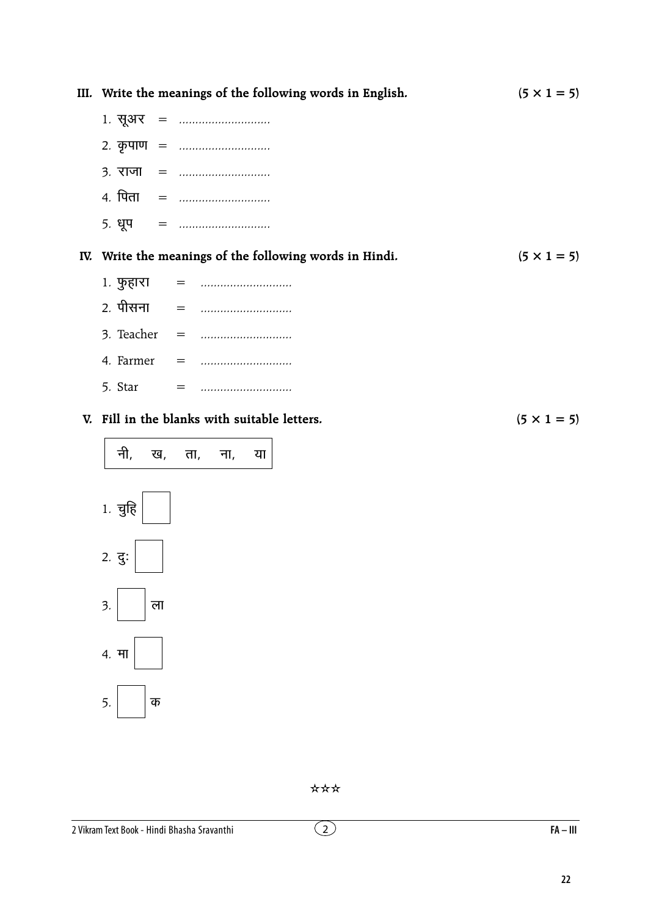**III. Write the meanings of the following words in English.** **(5 × 1 = 5)**

1. सूअर = ............................
2. कृपाण = ............................
3. राजा = ............................
4. पिता = ............................
5. धूप = ............................

**IV. Write the meanings of the following words in Hindi.** **(5 × 1 = 5)**

1. फुहारा = ............................
2. पीसना = ............................
3. Teacher = ............................
4. Farmer = ............................
5. Star = ............................

**V. Fill in the blanks with suitable letters.** **(5 × 1 = 5)**

| नी, ख, ता, ना, या |
|---|

1. चुहि [ ]
2. दुः [ ]
3. [ ] ला
4. मा [ ]
5. [ ] क

☆☆☆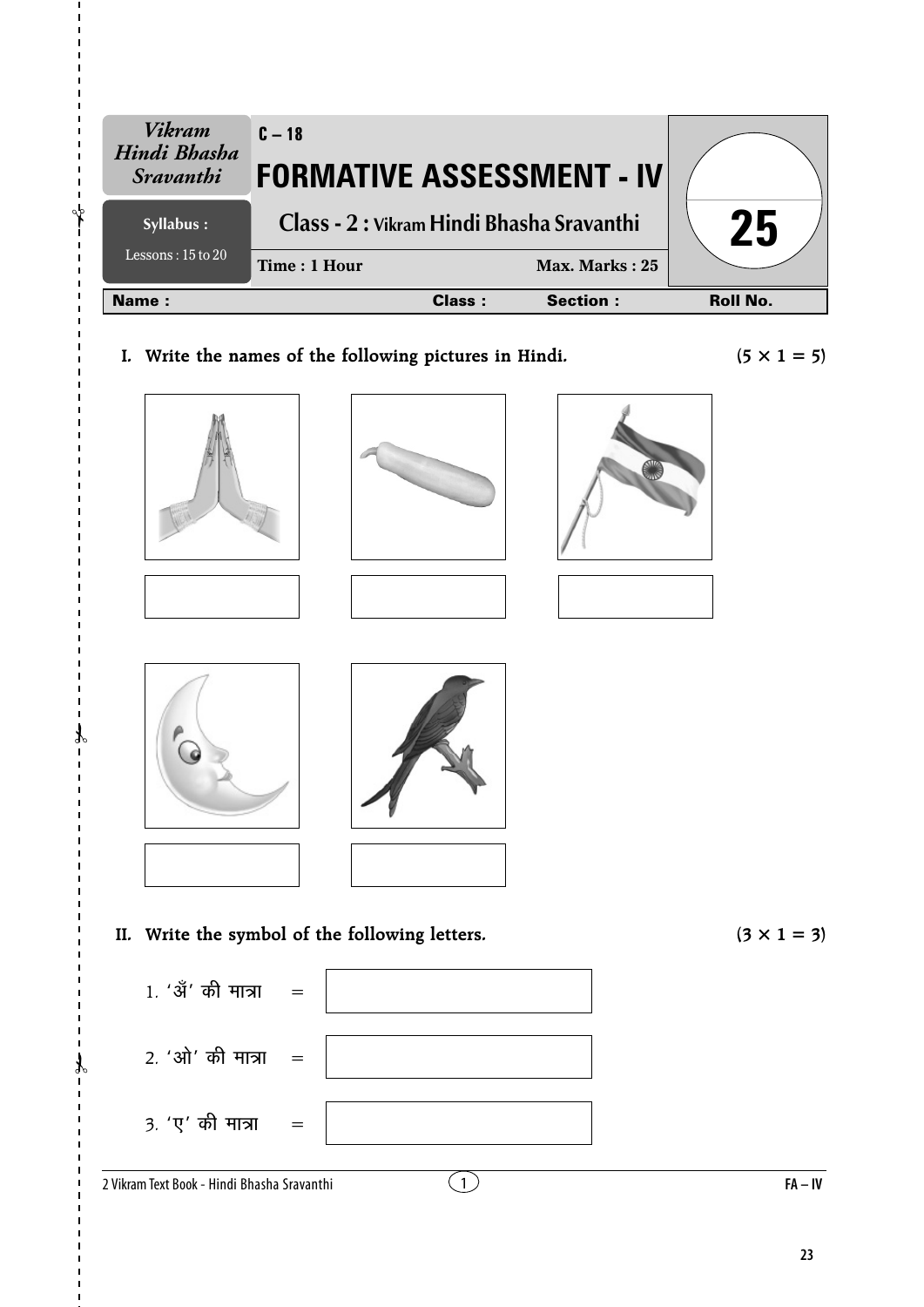| Vikram Hindi Bhasha Sravanthi | C – 18 | |
|---|---|---|
| **Syllabus :** Lessons : 15 to 20 | **FORMATIVE ASSESSMENT - IV** | 25 |
| | **Class - 2 : Vikram Hindi Bhasha Sravanthi** | |
| | **Time : 1 Hour** &nbsp;&nbsp;&nbsp; **Max. Marks : 25** | |

**Name :** &nbsp;&nbsp;&nbsp;&nbsp;&nbsp;&nbsp;&nbsp;&nbsp;&nbsp;&nbsp; **Class :** &nbsp;&nbsp;&nbsp;&nbsp;&nbsp; **Section :** &nbsp;&nbsp;&nbsp;&nbsp;&nbsp; **Roll No.**

**I. Write the names of the following pictures in Hindi.** $(5 \times 1 = 5)$

**II. Write the symbol of the following letters.** $(3 \times 1 = 3)$

1. 'अँ' की मात्रा =
2. 'ओ' की मात्रा =
3. 'ए' की मात्रा =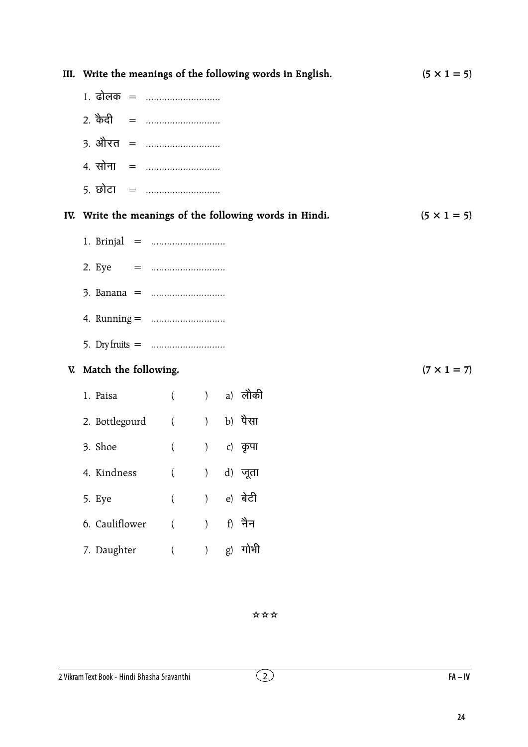**III. Write the meanings of the following words in English.** **(5 × 1 = 5)**

1. ढोलक = ............................
2. कैदी = ............................
3. औरत = ............................
4. सोना = ............................
5. छोटा = ............................

**IV. Write the meanings of the following words in Hindi.** **(5 × 1 = 5)**

1. Brinjal = ............................
2. Eye = ............................
3. Banana = ............................
4. Running = ............................
5. Dry fruits = ............................

**V. Match the following.** **(7 × 1 = 7)**

| | | |
|---|---|---|
| 1. Paisa | (     ) | a) लौकी |
| 2. Bottlegourd | (     ) | b) पैसा |
| 3. Shoe | (     ) | c) कृपा |
| 4. Kindness | (     ) | d) जूता |
| 5. Eye | (     ) | e) बेटी |
| 6. Cauliflower | (     ) | f) नैन |
| 7. Daughter | (     ) | g) गोभी |

☆☆☆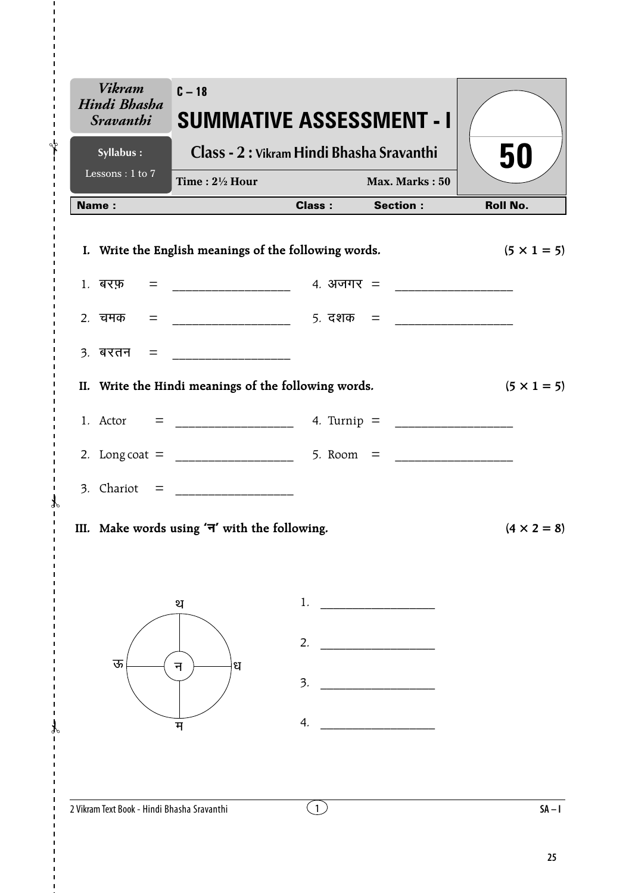| *Vikram Hindi Bhasha Sravanthi* | C – 18 | |
|---|---|---|
| | **SUMMATIVE ASSESSMENT - I** | |
| **Syllabus :** Lessons : 1 to 7 | **Class - 2 : Vikram Hindi Bhasha Sravanthi** | **50** |
| | **Time : 2½ Hour** — **Max. Marks : 50** | |

**Name :** **Class :** **Section :** **Roll No.**

**I. Write the English meanings of the following words.** **(5 × 1 = 5)**

1. बरफ़ = ____________________
2. चमक = ____________________
3. बरतन = ____________________
4. अजगर = ____________________
5. दशक = ____________________

**II. Write the Hindi meanings of the following words.** **(5 × 1 = 5)**

1. Actor = ____________________
2. Long coat = ____________________
3. Chariot = ____________________
4. Turnip = ____________________
5. Room = ____________________

**III. Make words using 'न' with the following.** **(4 × 2 = 8)**

थ, ऊ, ध, म — न

1. ____________________
2. ____________________
3. ____________________
4. ____________________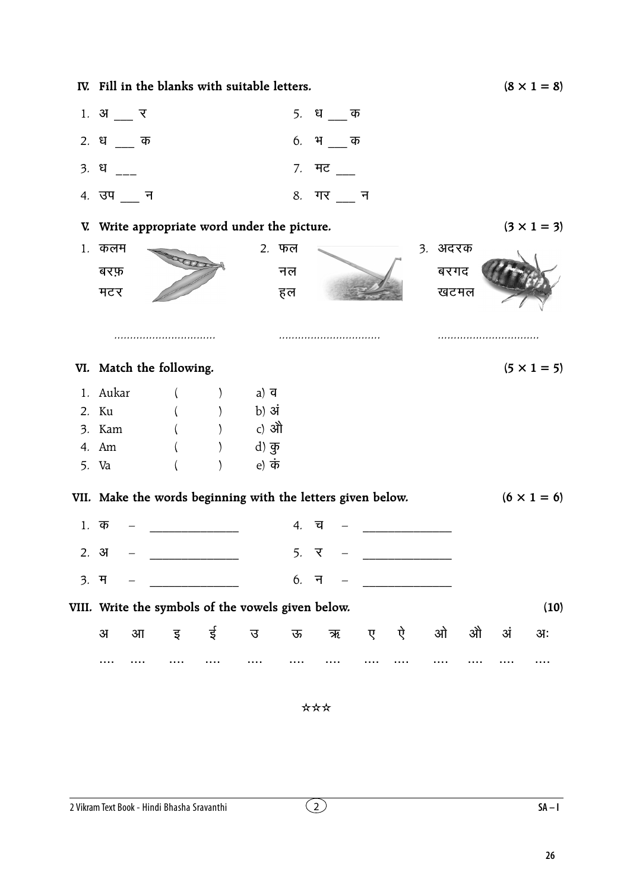**IV. Fill in the blanks with suitable letters.** **(8 × 1 = 8)**

1. अ ___ र
2. ध ___ क
3. ध ___
4. उप ___ न
5. ध ___ क
6. भ ___ क
7. मट ___
8. गर ___ न

**V. Write appropriate word under the picture.** **(3 × 1 = 3)**

1. कलम / बरफ़ / मटर

   ................................

2. फल / नल / हल

   ................................

3. अदरक / बरगद / खटमल

   ................................

**VI. Match the following.** **(5 × 1 = 5)**

| | | |
|---|---|---|
| 1. Aukar | ( ) | a) व |
| 2. Ku | ( ) | b) अं |
| 3. Kam | ( ) | c) औ |
| 4. Am | ( ) | d) कु |
| 5. Va | ( ) | e) कं |

**VII. Make the words beginning with the letters given below.** **(6 × 1 = 6)**

1. क – ______________
2. अ – ______________
3. म – ______________
4. च – ______________
5. र – ______________
6. न – ______________

**VIII. Write the symbols of the vowels given below.** **(10)**

| अ | आ | इ | ई | उ | ऊ | ऋ | ए | ऐ | ओ | औ | अं | अः |
|---|---|---|---|---|---|---|---|---|---|---|---|---|
| .... | .... | .... | .... | .... | .... | .... | .... | .... | .... | .... | .... | .... |

☆☆☆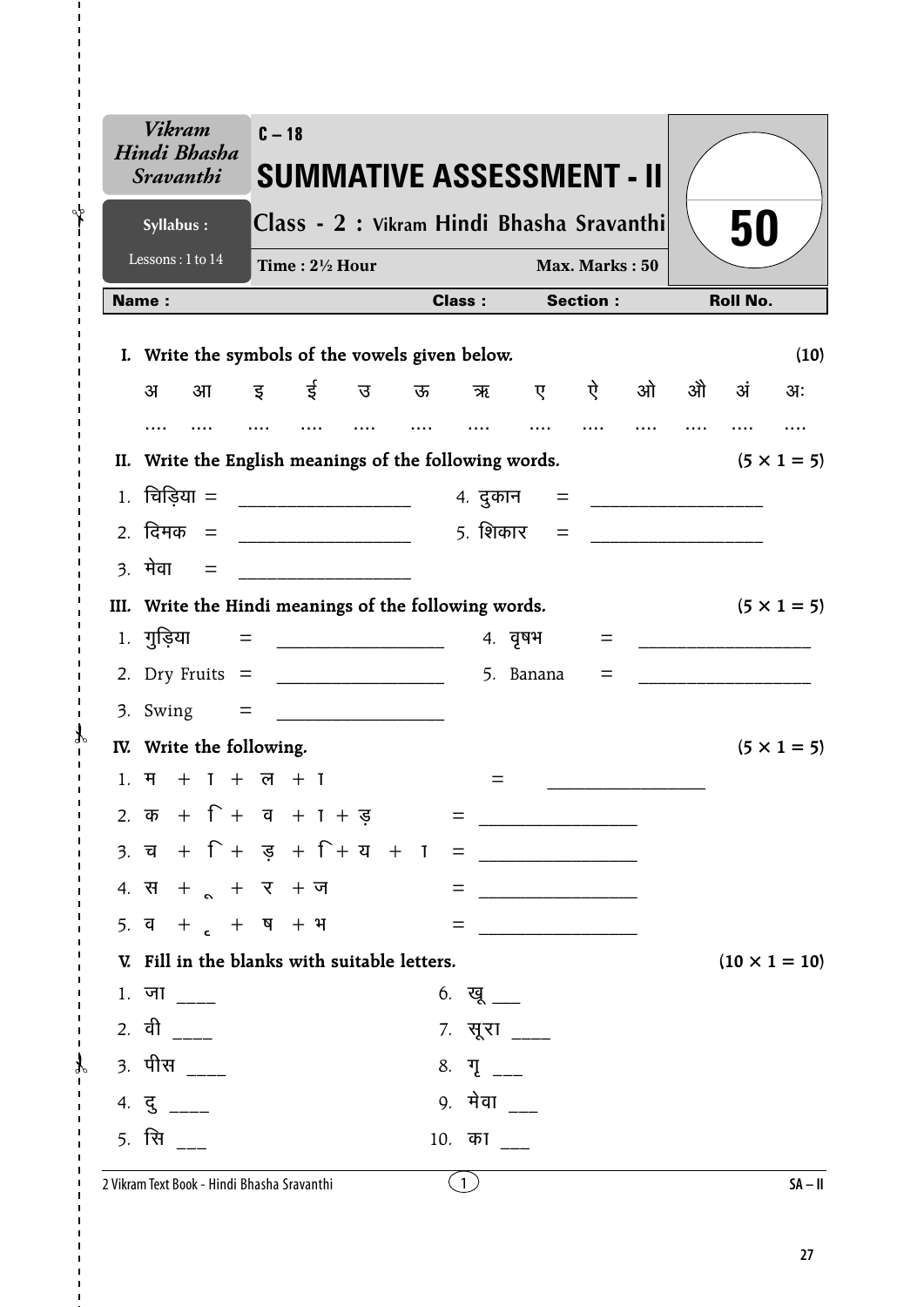| Vikram Hindi Bhasha Sravanthi | C – 18 | |
|---|---|---|
| | **SUMMATIVE ASSESSMENT - II** | |
| **Syllabus :** | **Class - 2 : Vikram Hindi Bhasha Sravanthi** | **50** |
| Lessons : 1 to 14 | **Time : 2½ Hour** &nbsp;&nbsp;&nbsp; **Max. Marks : 50** | |

**Name :** &nbsp;&nbsp;&nbsp;&nbsp;&nbsp;&nbsp;&nbsp;&nbsp;&nbsp;&nbsp; **Class :** &nbsp;&nbsp;&nbsp;&nbsp;&nbsp; **Section :** &nbsp;&nbsp;&nbsp;&nbsp;&nbsp; **Roll No.**

**I. Write the symbols of the vowels given below.** **(10)**

| अ | आ | इ | ई | उ | ऊ | ऋ | ए | ऐ | ओ | औ | अं | अः |
|---|---|---|---|---|---|---|---|---|---|---|---|---|
| .... | .... | .... | .... | .... | .... | .... | .... | .... | .... | .... | .... | .... |

**II. Write the English meanings of the following words.** **(5 × 1 = 5)**

1. चिड़िया = ________________ &nbsp;&nbsp;&nbsp; 4. दुकान = ________________
2. दिमक = ________________ &nbsp;&nbsp;&nbsp; 5. शिकार = ________________
3. मेवा = ________________

**III. Write the Hindi meanings of the following words.** **(5 × 1 = 5)**

1. गुड़िया = ________________ &nbsp;&nbsp;&nbsp; 4. वृषभ = ________________
2. Dry Fruits = ________________ &nbsp;&nbsp;&nbsp; 5. Banana = ________________
3. Swing = ________________

**IV. Write the following.** **(5 × 1 = 5)**

1. म + ा + ल + ा = ________________
2. क + ि + व + ा + ड़ = ________________
3. च + ि + ड़ + ि + य + ा = ________________
4. स + ु + र + ज = ________________
5. व + ृ + ष + भ = ________________

**V. Fill in the blanks with suitable letters.** **(10 × 1 = 10)**

1. जा ____ &nbsp;&nbsp;&nbsp; 6. खू ___
2. वी ____ &nbsp;&nbsp;&nbsp; 7. सूरा ____
3. पीस ____ &nbsp;&nbsp;&nbsp; 8. गृ ___
4. दु ____ &nbsp;&nbsp;&nbsp; 9. मेवा ___
5. सि ___ &nbsp;&nbsp;&nbsp; 10. का ___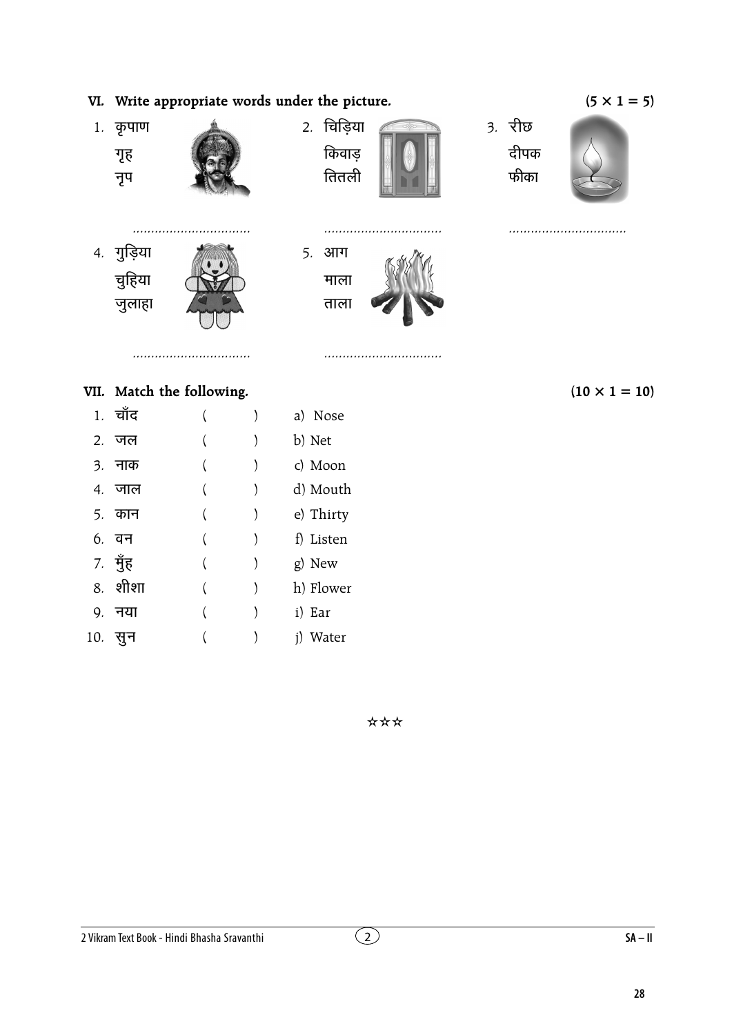## VI. Write appropriate words under the picture. (5 × 1 = 5)

1. कृपाण
   गृह
   नृप

   ................................

2. चिड़िया
   किवाड़
   तितली

   ................................

3. रीछ
   दीपक
   फीका

   ................................

4. गुड़िया
   चुहिया
   जुलाहा

   ................................

5. आग
   माला
   ताला

   ................................

## VII. Match the following. (10 × 1 = 10)

1. चाँद ( ) a) Nose
2. जल ( ) b) Net
3. नाक ( ) c) Moon
4. जाल ( ) d) Mouth
5. कान ( ) e) Thirty
6. वन ( ) f) Listen
7. मुँह ( ) g) New
8. शीशा ( ) h) Flower
9. नया ( ) i) Ear
10. सुन ( ) j) Water

☆☆☆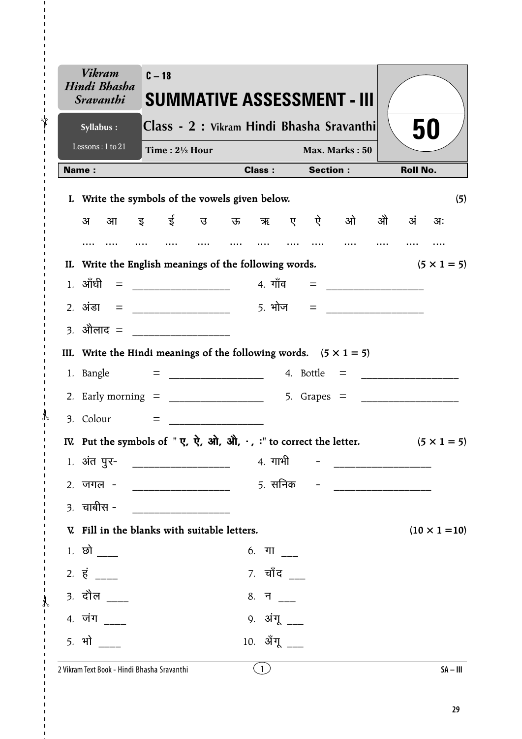| Vikram Hindi Bhasha Sravanthi | C – 18 | |
|---|---|---|
| | **SUMMATIVE ASSESSMENT - III** | |
| Syllabus : | Class - 2 : Vikram Hindi Bhasha Sravanthi | 50 |
| Lessons : 1 to 21 | Time : 2½ Hour &nbsp;&nbsp;&nbsp; Max. Marks : 50 | |

**Name :** &nbsp;&nbsp;&nbsp;&nbsp;&nbsp;&nbsp;&nbsp;&nbsp;&nbsp;&nbsp;&nbsp;&nbsp;&nbsp;&nbsp;&nbsp;&nbsp;&nbsp;&nbsp;&nbsp;&nbsp; **Class :** &nbsp;&nbsp;&nbsp;&nbsp;&nbsp;&nbsp; **Section :** &nbsp;&nbsp;&nbsp;&nbsp;&nbsp;&nbsp; **Roll No.**

**I. Write the symbols of the vowels given below.** **(5)**

| अ | आ | इ | ई | उ | ऊ | ऋ | ए | ऐ | ओ | औ | अं | अः |
|---|---|---|---|---|---|---|---|---|---|---|---|---|
| .... | .... | .... | .... | .... | .... | .... | .... | .... | .... | .... | .... | .... |

**II. Write the English meanings of the following words.** **(5 × 1 = 5)**

1. आँधी = ____________________ &nbsp;&nbsp;&nbsp;&nbsp; 4. गाँव = ____________________
2. अंडा = ____________________ &nbsp;&nbsp;&nbsp;&nbsp; 5. भोज = ____________________
3. औलाद = ____________________

**III. Write the Hindi meanings of the following words.** **(5 × 1 = 5)**

1. Bangle = ____________________ &nbsp;&nbsp;&nbsp;&nbsp; 4. Bottle = ____________________
2. Early morning = ____________________ &nbsp;&nbsp;&nbsp;&nbsp; 5. Grapes = ____________________
3. Colour = ____________________

**IV. Put the symbols of "ए, ऐ, ओ, औ, ं, ः" to correct the letter.** **(5 × 1 = 5)**

1. अंत पुर- ____________________ &nbsp;&nbsp;&nbsp;&nbsp; 4. गाभी - ____________________
2. जगल - ____________________ &nbsp;&nbsp;&nbsp;&nbsp; 5. सनिक - ____________________
3. चाबीस - ____________________

**V. Fill in the blanks with suitable letters.** **(10 × 1 =10)**

1. छो ____ &nbsp;&nbsp;&nbsp;&nbsp;&nbsp;&nbsp;&nbsp;&nbsp; 6. गा ___
2. हं ____ &nbsp;&nbsp;&nbsp;&nbsp;&nbsp;&nbsp;&nbsp;&nbsp; 7. चाँद ___
3. दौल ____ &nbsp;&nbsp;&nbsp;&nbsp;&nbsp;&nbsp;&nbsp;&nbsp; 8. न ___
4. जंग ____ &nbsp;&nbsp;&nbsp;&nbsp;&nbsp;&nbsp;&nbsp;&nbsp; 9. अंगू ___
5. भो ____ &nbsp;&nbsp;&nbsp;&nbsp;&nbsp;&nbsp;&nbsp;&nbsp; 10. अँगू ___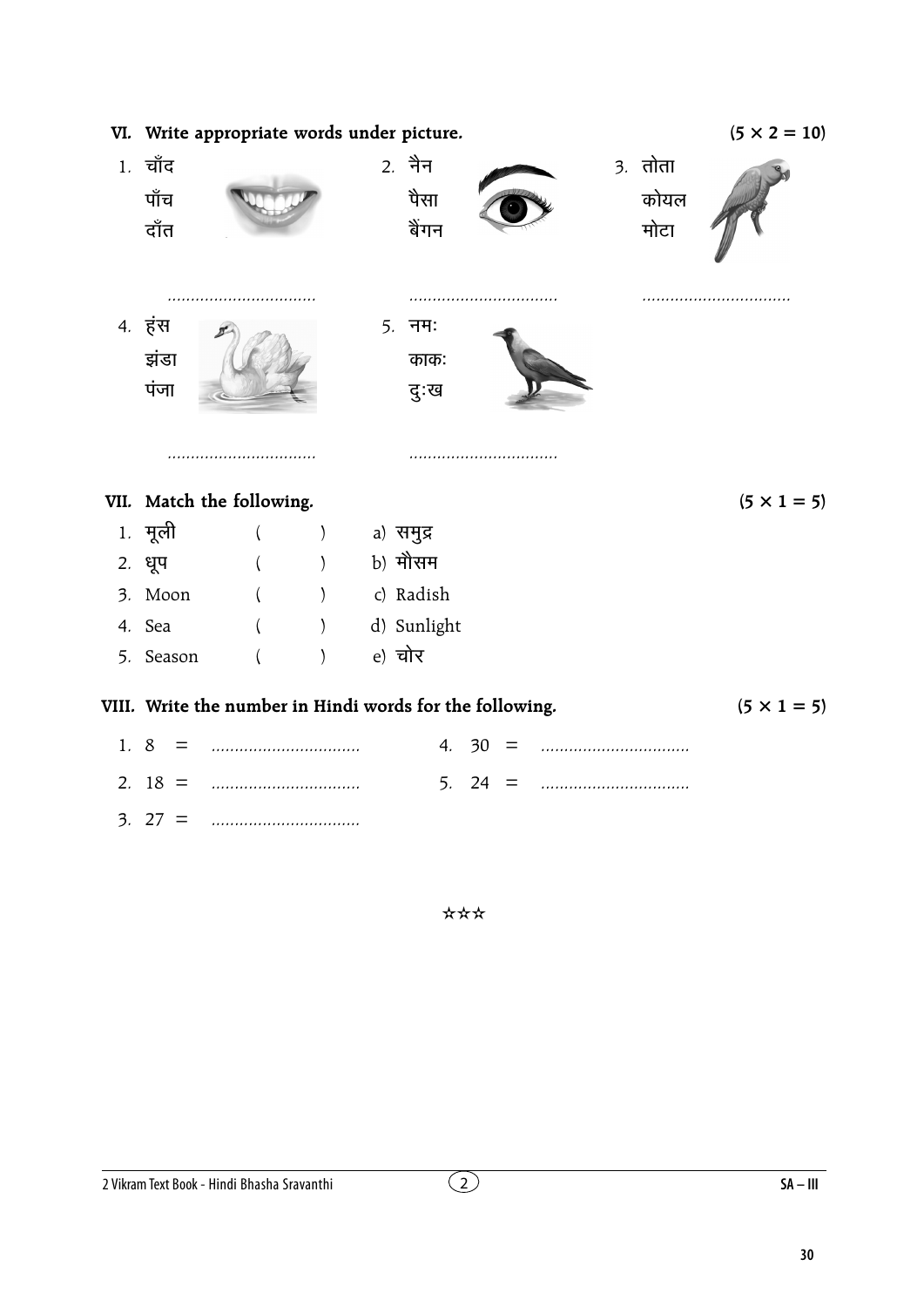## VI. Write appropriate words under picture. (5 × 2 = 10)

1. चाँद
   पाँच
   दाँत

   ................................

2. नैन
   पैसा
   बैंगन

   ................................

3. तोता
   कोयल
   मोटा

   ................................

4. हंस
   झंडा
   पंजा

   ................................

5. नमः
   काकः
   दुःख

   ................................

## VII. Match the following. (5 × 1 = 5)

1. मूली ( ) a) समुद्र
2. धूप ( ) b) मौसम
3. Moon ( ) c) Radish
4. Sea ( ) d) Sunlight
5. Season ( ) e) चोर

## VIII. Write the number in Hindi words for the following. (5 × 1 = 5)

1. 8 = ................................
2. 18 = ................................
3. 27 = ................................
4. 30 = ................................
5. 24 = ................................

☆☆☆